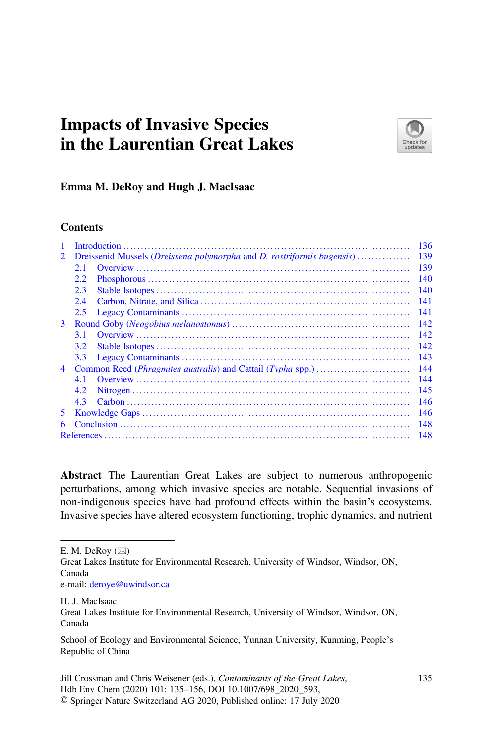# Impacts of Invasive Species in the Laurentian Great Lakes

**Emma M. DeRoy and Hugh J. MacIsaac**

## Contents

1 Introduction ..... 136
2 Dreissenid Mussels (*Dreissena polymorpha* and *D. rostriformis bugensis*) ..... 139
  2.1 Overview ..... 139
  2.2 Phosphorous ..... 140
  2.3 Stable Isotopes ..... 140
  2.4 Carbon, Nitrate, and Silica ..... 141
  2.5 Legacy Contaminants ..... 141
3 Round Goby (*Neogobius melanostomus*) ..... 142
  3.1 Overview ..... 142
  3.2 Stable Isotopes ..... 142
  3.3 Legacy Contaminants ..... 143
4 Common Reed (*Phragmites australis*) and Cattail (*Typha* spp.) ..... 144
  4.1 Overview ..... 144
  4.2 Nitrogen ..... 145
  4.3 Carbon ..... 146
5 Knowledge Gaps ..... 146
6 Conclusion ..... 148
References ..... 148

**Abstract** The Laurentian Great Lakes are subject to numerous anthropogenic perturbations, among which invasive species are notable. Sequential invasions of non-indigenous species have had profound effects within the basin's ecosystems. Invasive species have altered ecosystem functioning, trophic dynamics, and nutrient

---

E. M. DeRoy (✉)
Great Lakes Institute for Environmental Research, University of Windsor, Windsor, ON, Canada
e-mail: deroye@uwindsor.ca

H. J. MacIsaac
Great Lakes Institute for Environmental Research, University of Windsor, Windsor, ON, Canada

School of Ecology and Environmental Science, Yunnan University, Kunming, People's Republic of China

Jill Crossman and Chris Weisener (eds.), *Contaminants of the Great Lakes*, Hdb Env Chem (2020) 101: 135–156, DOI 10.1007/698_2020_593, © Springer Nature Switzerland AG 2020, Published online: 17 July 2020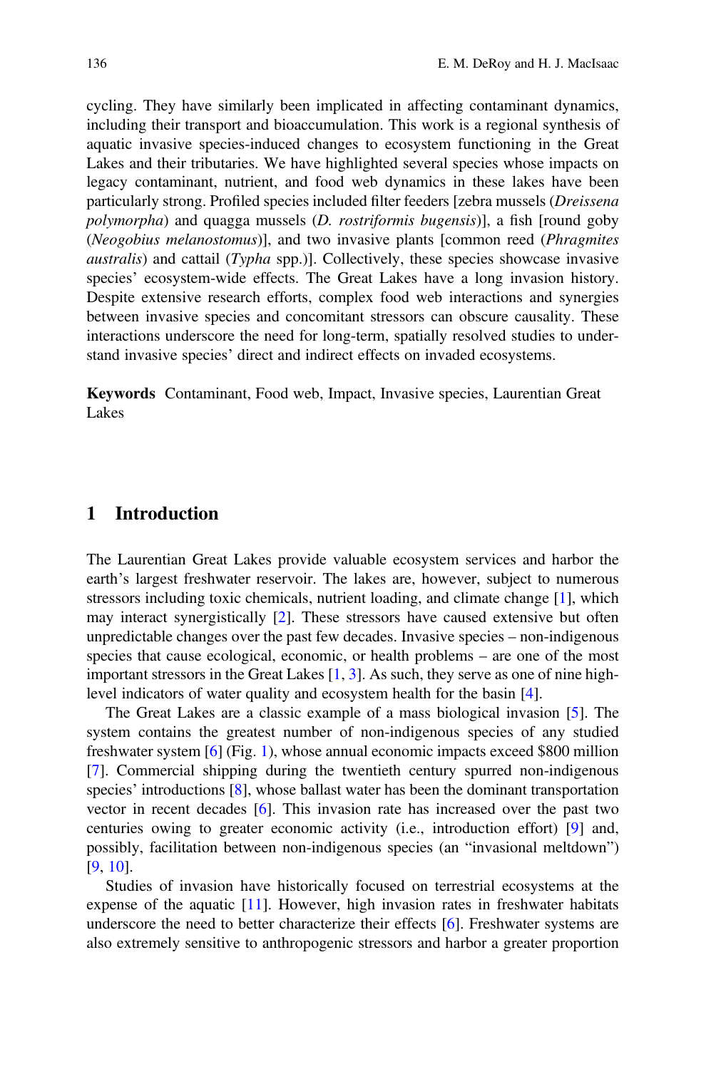cycling. They have similarly been implicated in affecting contaminant dynamics, including their transport and bioaccumulation. This work is a regional synthesis of aquatic invasive species-induced changes to ecosystem functioning in the Great Lakes and their tributaries. We have highlighted several species whose impacts on legacy contaminant, nutrient, and food web dynamics in these lakes have been particularly strong. Profiled species included filter feeders [zebra mussels (*Dreissena polymorpha*) and quagga mussels (*D. rostriformis bugensis*)], a fish [round goby (*Neogobius melanostomus*)], and two invasive plants [common reed (*Phragmites australis*) and cattail (*Typha* spp.)]. Collectively, these species showcase invasive species' ecosystem-wide effects. The Great Lakes have a long invasion history. Despite extensive research efforts, complex food web interactions and synergies between invasive species and concomitant stressors can obscure causality. These interactions underscore the need for long-term, spatially resolved studies to understand invasive species' direct and indirect effects on invaded ecosystems.

**Keywords** Contaminant, Food web, Impact, Invasive species, Laurentian Great Lakes

## 1 Introduction

The Laurentian Great Lakes provide valuable ecosystem services and harbor the earth's largest freshwater reservoir. The lakes are, however, subject to numerous stressors including toxic chemicals, nutrient loading, and climate change [1], which may interact synergistically [2]. These stressors have caused extensive but often unpredictable changes over the past few decades. Invasive species – non-indigenous species that cause ecological, economic, or health problems – are one of the most important stressors in the Great Lakes [1, 3]. As such, they serve as one of nine high-level indicators of water quality and ecosystem health for the basin [4].

The Great Lakes are a classic example of a mass biological invasion [5]. The system contains the greatest number of non-indigenous species of any studied freshwater system [6] (Fig. 1), whose annual economic impacts exceed $800 million [7]. Commercial shipping during the twentieth century spurred non-indigenous species' introductions [8], whose ballast water has been the dominant transportation vector in recent decades [6]. This invasion rate has increased over the past two centuries owing to greater economic activity (i.e., introduction effort) [9] and, possibly, facilitation between non-indigenous species (an "invasional meltdown") [9, 10].

Studies of invasion have historically focused on terrestrial ecosystems at the expense of the aquatic [11]. However, high invasion rates in freshwater habitats underscore the need to better characterize their effects [6]. Freshwater systems are also extremely sensitive to anthropogenic stressors and harbor a greater proportion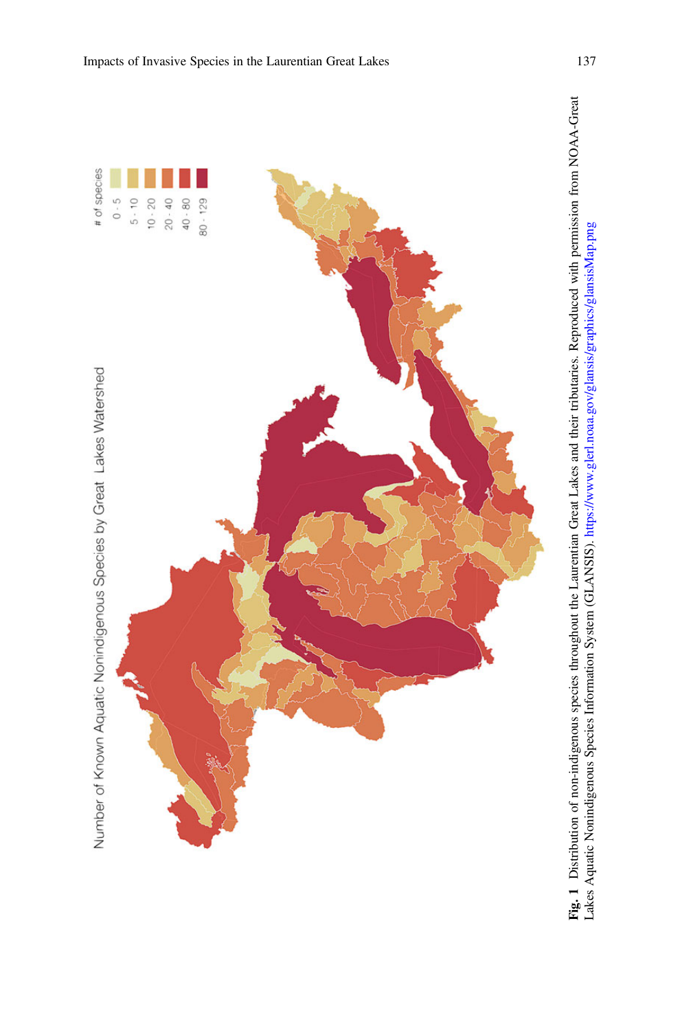**Fig. 1** Distribution of non-indigenous species throughout the Laurentian Great Lakes and their tributaries. Reproduced with permission from NOAA-Great Lakes Aquatic Nonindigenous Species Information System (GLANSIS). https://www.glerl.noaa.gov/glansis/graphics/glansisMap.png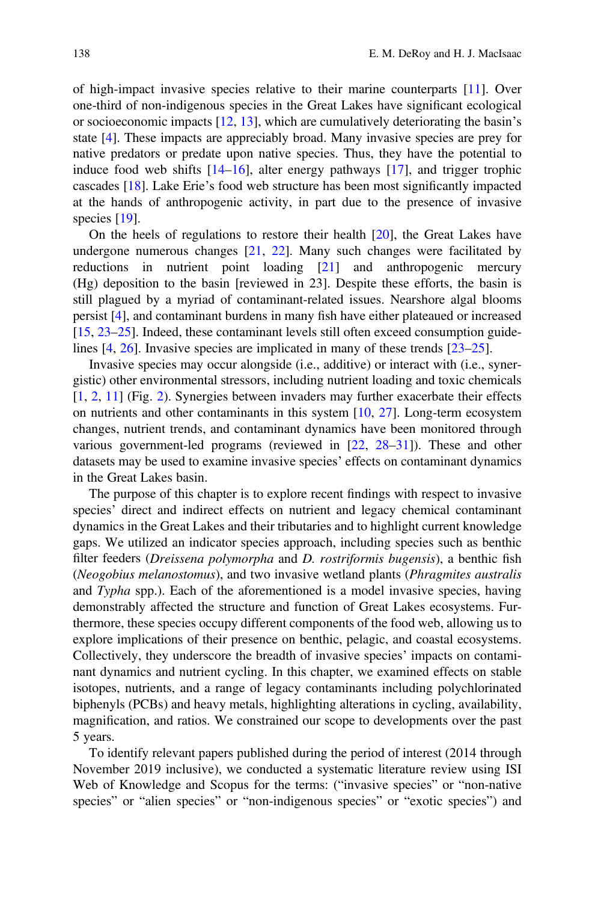of high-impact invasive species relative to their marine counterparts [11]. Over one-third of non-indigenous species in the Great Lakes have significant ecological or socioeconomic impacts [12, 13], which are cumulatively deteriorating the basin's state [4]. These impacts are appreciably broad. Many invasive species are prey for native predators or predate upon native species. Thus, they have the potential to induce food web shifts [14–16], alter energy pathways [17], and trigger trophic cascades [18]. Lake Erie's food web structure has been most significantly impacted at the hands of anthropogenic activity, in part due to the presence of invasive species [19].

On the heels of regulations to restore their health [20], the Great Lakes have undergone numerous changes [21, 22]. Many such changes were facilitated by reductions in nutrient point loading [21] and anthropogenic mercury (Hg) deposition to the basin [reviewed in 23]. Despite these efforts, the basin is still plagued by a myriad of contaminant-related issues. Nearshore algal blooms persist [4], and contaminant burdens in many fish have either plateaued or increased [15, 23–25]. Indeed, these contaminant levels still often exceed consumption guidelines [4, 26]. Invasive species are implicated in many of these trends [23–25].

Invasive species may occur alongside (i.e., additive) or interact with (i.e., synergistic) other environmental stressors, including nutrient loading and toxic chemicals [1, 2, 11] (Fig. 2). Synergies between invaders may further exacerbate their effects on nutrients and other contaminants in this system [10, 27]. Long-term ecosystem changes, nutrient trends, and contaminant dynamics have been monitored through various government-led programs (reviewed in [22, 28–31]). These and other datasets may be used to examine invasive species' effects on contaminant dynamics in the Great Lakes basin.

The purpose of this chapter is to explore recent findings with respect to invasive species' direct and indirect effects on nutrient and legacy chemical contaminant dynamics in the Great Lakes and their tributaries and to highlight current knowledge gaps. We utilized an indicator species approach, including species such as benthic filter feeders (*Dreissena polymorpha* and *D. rostriformis bugensis*), a benthic fish (*Neogobius melanostomus*), and two invasive wetland plants (*Phragmites australis* and *Typha* spp.). Each of the aforementioned is a model invasive species, having demonstrably affected the structure and function of Great Lakes ecosystems. Furthermore, these species occupy different components of the food web, allowing us to explore implications of their presence on benthic, pelagic, and coastal ecosystems. Collectively, they underscore the breadth of invasive species' impacts on contaminant dynamics and nutrient cycling. In this chapter, we examined effects on stable isotopes, nutrients, and a range of legacy contaminants including polychlorinated biphenyls (PCBs) and heavy metals, highlighting alterations in cycling, availability, magnification, and ratios. We constrained our scope to developments over the past 5 years.

To identify relevant papers published during the period of interest (2014 through November 2019 inclusive), we conducted a systematic literature review using ISI Web of Knowledge and Scopus for the terms: ("invasive species" or "non-native species" or "alien species" or "non-indigenous species" or "exotic species") and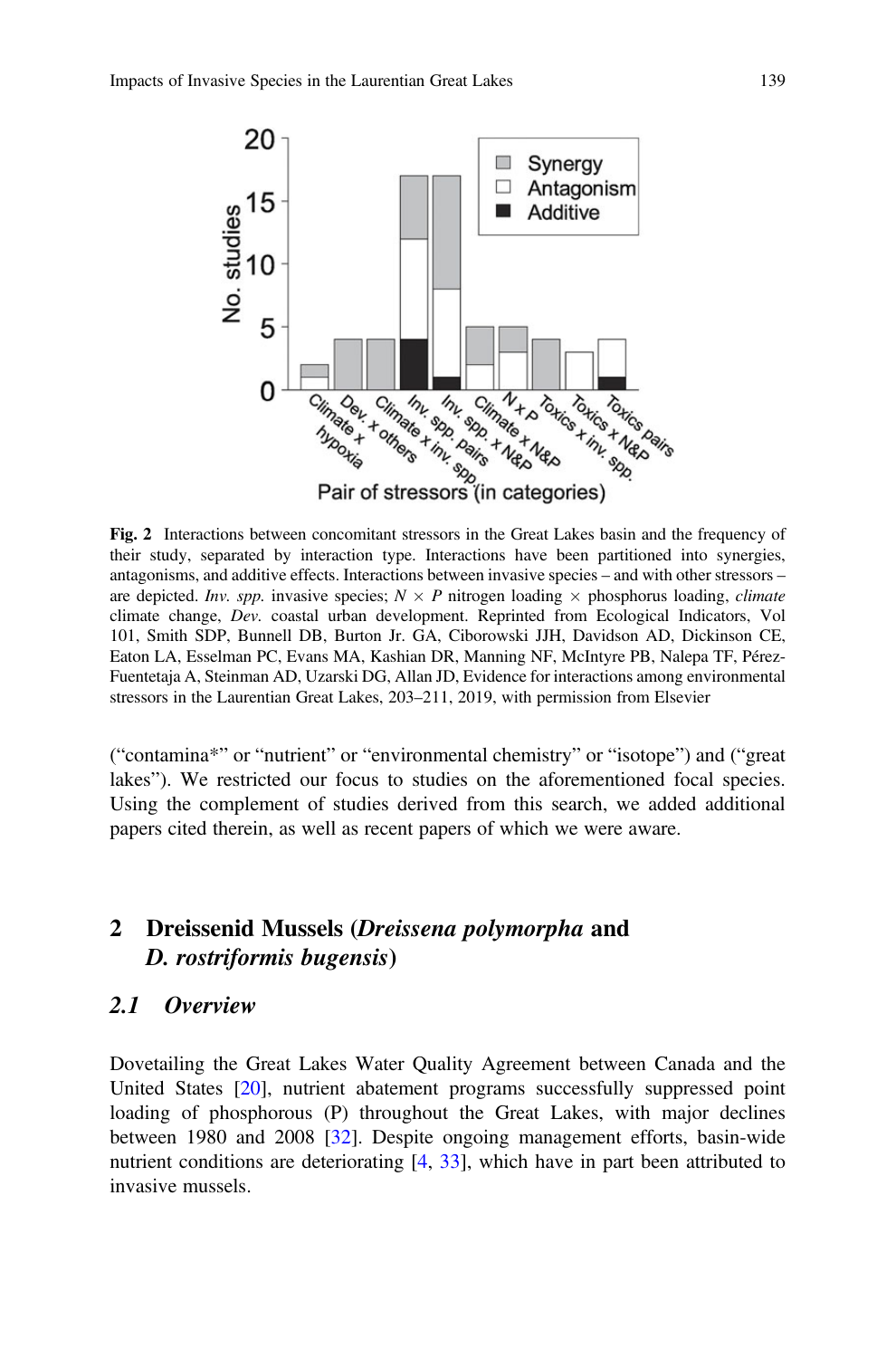**Fig. 2** Interactions between concomitant stressors in the Great Lakes basin and the frequency of their study, separated by interaction type. Interactions have been partitioned into synergies, antagonisms, and additive effects. Interactions between invasive species – and with other stressors – are depicted. *Inv. spp.* invasive species; $N \times P$ nitrogen loading × phosphorus loading, *climate* climate change, *Dev.* coastal urban development. Reprinted from Ecological Indicators, Vol 101, Smith SDP, Bunnell DB, Burton Jr. GA, Ciborowski JJH, Davidson AD, Dickinson CE, Eaton LA, Esselman PC, Evans MA, Kashian DR, Manning NF, McIntyre PB, Nalepa TF, Pérez-Fuentetaja A, Steinman AD, Uzarski DG, Allan JD, Evidence for interactions among environmental stressors in the Laurentian Great Lakes, 203–211, 2019, with permission from Elsevier

("contamina*" or "nutrient" or "environmental chemistry" or "isotope") and ("great lakes"). We restricted our focus to studies on the aforementioned focal species. Using the complement of studies derived from this search, we added additional papers cited therein, as well as recent papers of which we were aware.

## 2 Dreissenid Mussels (*Dreissena polymorpha* and *D. rostriformis bugensis*)

### 2.1 Overview

Dovetailing the Great Lakes Water Quality Agreement between Canada and the United States [20], nutrient abatement programs successfully suppressed point loading of phosphorous (P) throughout the Great Lakes, with major declines between 1980 and 2008 [32]. Despite ongoing management efforts, basin-wide nutrient conditions are deteriorating [4, 33], which have in part been attributed to invasive mussels.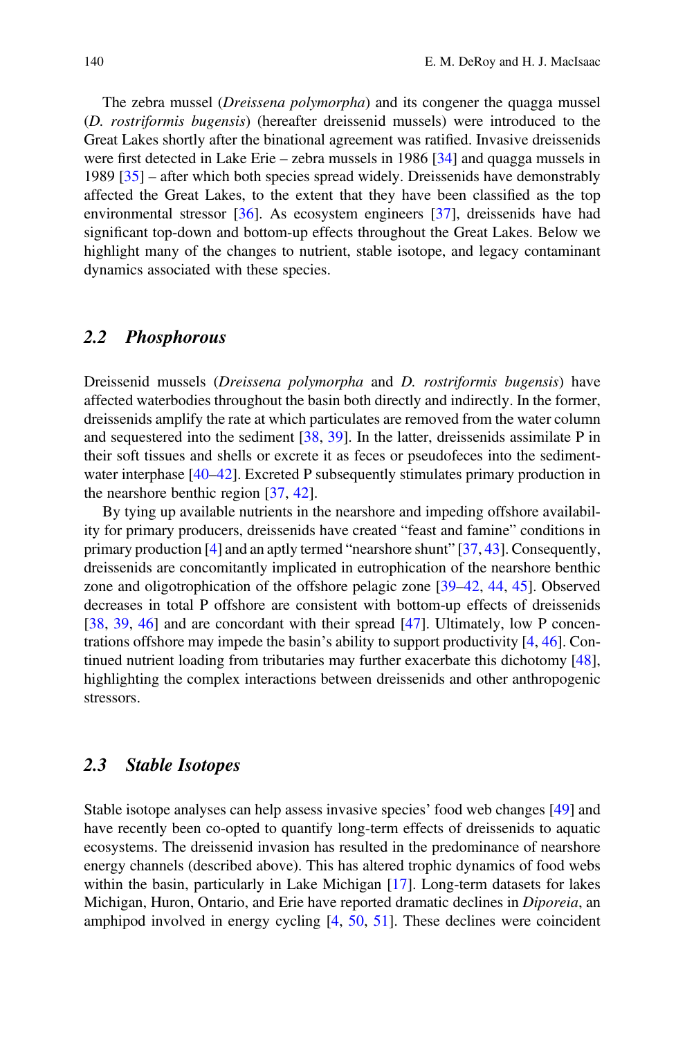The zebra mussel (*Dreissena polymorpha*) and its congener the quagga mussel (*D. rostriformis bugensis*) (hereafter dreissenid mussels) were introduced to the Great Lakes shortly after the binational agreement was ratified. Invasive dreissenids were first detected in Lake Erie – zebra mussels in 1986 [34] and quagga mussels in 1989 [35] – after which both species spread widely. Dreissenids have demonstrably affected the Great Lakes, to the extent that they have been classified as the top environmental stressor [36]. As ecosystem engineers [37], dreissenids have had significant top-down and bottom-up effects throughout the Great Lakes. Below we highlight many of the changes to nutrient, stable isotope, and legacy contaminant dynamics associated with these species.

## 2.2 *Phosphorous*

Dreissenid mussels (*Dreissena polymorpha* and *D. rostriformis bugensis*) have affected waterbodies throughout the basin both directly and indirectly. In the former, dreissenids amplify the rate at which particulates are removed from the water column and sequestered into the sediment [38, 39]. In the latter, dreissenids assimilate P in their soft tissues and shells or excrete it as feces or pseudofeces into the sediment-water interphase [40–42]. Excreted P subsequently stimulates primary production in the nearshore benthic region [37, 42].

By tying up available nutrients in the nearshore and impeding offshore availability for primary producers, dreissenids have created "feast and famine" conditions in primary production [4] and an aptly termed "nearshore shunt" [37, 43]. Consequently, dreissenids are concomitantly implicated in eutrophication of the nearshore benthic zone and oligotrophication of the offshore pelagic zone [39–42, 44, 45]. Observed decreases in total P offshore are consistent with bottom-up effects of dreissenids [38, 39, 46] and are concordant with their spread [47]. Ultimately, low P concentrations offshore may impede the basin's ability to support productivity [4, 46]. Continued nutrient loading from tributaries may further exacerbate this dichotomy [48], highlighting the complex interactions between dreissenids and other anthropogenic stressors.

## 2.3 *Stable Isotopes*

Stable isotope analyses can help assess invasive species' food web changes [49] and have recently been co-opted to quantify long-term effects of dreissenids to aquatic ecosystems. The dreissenid invasion has resulted in the predominance of nearshore energy channels (described above). This has altered trophic dynamics of food webs within the basin, particularly in Lake Michigan [17]. Long-term datasets for lakes Michigan, Huron, Ontario, and Erie have reported dramatic declines in *Diporeia*, an amphipod involved in energy cycling [4, 50, 51]. These declines were coincident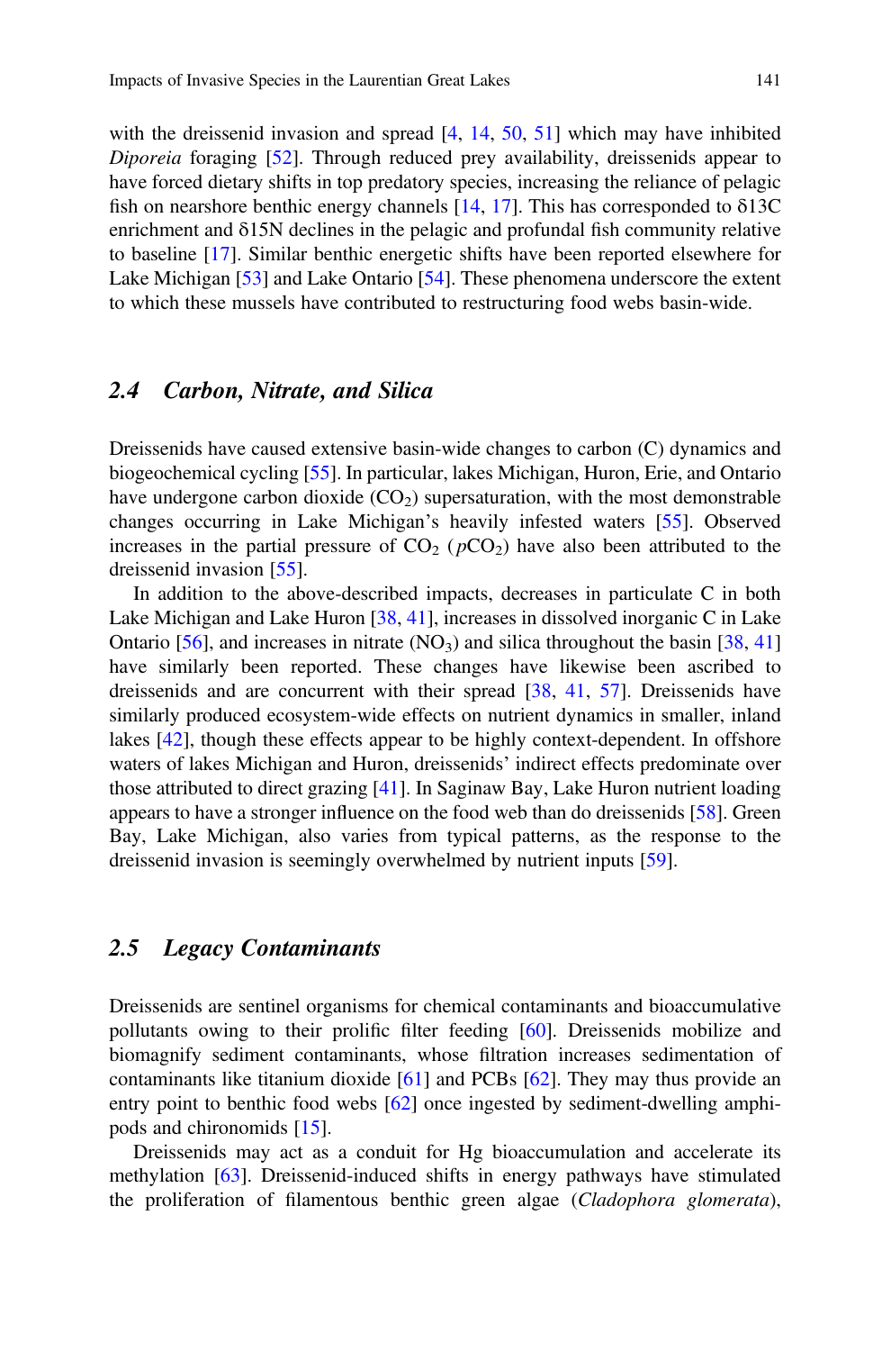with the dreissenid invasion and spread [4, 14, 50, 51] which may have inhibited *Diporeia* foraging [52]. Through reduced prey availability, dreissenids appear to have forced dietary shifts in top predatory species, increasing the reliance of pelagic fish on nearshore benthic energy channels [14, 17]. This has corresponded to δ13C enrichment and δ15N declines in the pelagic and profundal fish community relative to baseline [17]. Similar benthic energetic shifts have been reported elsewhere for Lake Michigan [53] and Lake Ontario [54]. These phenomena underscore the extent to which these mussels have contributed to restructuring food webs basin-wide.

### 2.4 Carbon, Nitrate, and Silica

Dreissenids have caused extensive basin-wide changes to carbon (C) dynamics and biogeochemical cycling [55]. In particular, lakes Michigan, Huron, Erie, and Ontario have undergone carbon dioxide ($CO_2$) supersaturation, with the most demonstrable changes occurring in Lake Michigan's heavily infested waters [55]. Observed increases in the partial pressure of $CO_2$ ($pCO_2$) have also been attributed to the dreissenid invasion [55].

In addition to the above-described impacts, decreases in particulate C in both Lake Michigan and Lake Huron [38, 41], increases in dissolved inorganic C in Lake Ontario [56], and increases in nitrate ($NO_3$) and silica throughout the basin [38, 41] have similarly been reported. These changes have likewise been ascribed to dreissenids and are concurrent with their spread [38, 41, 57]. Dreissenids have similarly produced ecosystem-wide effects on nutrient dynamics in smaller, inland lakes [42], though these effects appear to be highly context-dependent. In offshore waters of lakes Michigan and Huron, dreissenids' indirect effects predominate over those attributed to direct grazing [41]. In Saginaw Bay, Lake Huron nutrient loading appears to have a stronger influence on the food web than do dreissenids [58]. Green Bay, Lake Michigan, also varies from typical patterns, as the response to the dreissenid invasion is seemingly overwhelmed by nutrient inputs [59].

### 2.5 Legacy Contaminants

Dreissenids are sentinel organisms for chemical contaminants and bioaccumulative pollutants owing to their prolific filter feeding [60]. Dreissenids mobilize and biomagnify sediment contaminants, whose filtration increases sedimentation of contaminants like titanium dioxide [61] and PCBs [62]. They may thus provide an entry point to benthic food webs [62] once ingested by sediment-dwelling amphipods and chironomids [15].

Dreissenids may act as a conduit for Hg bioaccumulation and accelerate its methylation [63]. Dreissenid-induced shifts in energy pathways have stimulated the proliferation of filamentous benthic green algae (*Cladophora glomerata*),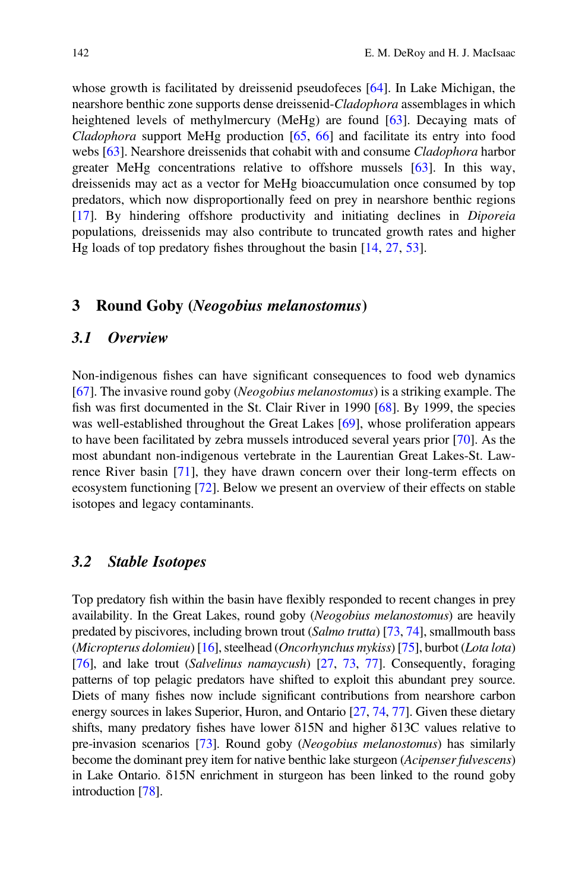whose growth is facilitated by dreissenid pseudofeces [64]. In Lake Michigan, the nearshore benthic zone supports dense dreissenid-*Cladophora* assemblages in which heightened levels of methylmercury (MeHg) are found [63]. Decaying mats of *Cladophora* support MeHg production [65, 66] and facilitate its entry into food webs [63]. Nearshore dreissenids that cohabit with and consume *Cladophora* harbor greater MeHg concentrations relative to offshore mussels [63]. In this way, dreissenids may act as a vector for MeHg bioaccumulation once consumed by top predators, which now disproportionally feed on prey in nearshore benthic regions [17]. By hindering offshore productivity and initiating declines in *Diporeia* populations, dreissenids may also contribute to truncated growth rates and higher Hg loads of top predatory fishes throughout the basin [14, 27, 53].

## 3 Round Goby (*Neogobius melanostomus*)

### 3.1 Overview

Non-indigenous fishes can have significant consequences to food web dynamics [67]. The invasive round goby (*Neogobius melanostomus*) is a striking example. The fish was first documented in the St. Clair River in 1990 [68]. By 1999, the species was well-established throughout the Great Lakes [69], whose proliferation appears to have been facilitated by zebra mussels introduced several years prior [70]. As the most abundant non-indigenous vertebrate in the Laurentian Great Lakes-St. Lawrence River basin [71], they have drawn concern over their long-term effects on ecosystem functioning [72]. Below we present an overview of their effects on stable isotopes and legacy contaminants.

### 3.2 Stable Isotopes

Top predatory fish within the basin have flexibly responded to recent changes in prey availability. In the Great Lakes, round goby (*Neogobius melanostomus*) are heavily predated by piscivores, including brown trout (*Salmo trutta*) [73, 74], smallmouth bass (*Micropterus dolomieu*) [16], steelhead (*Oncorhynchus mykiss*) [75], burbot (*Lota lota*) [76], and lake trout (*Salvelinus namaycush*) [27, 73, 77]. Consequently, foraging patterns of top pelagic predators have shifted to exploit this abundant prey source. Diets of many fishes now include significant contributions from nearshore carbon energy sources in lakes Superior, Huron, and Ontario [27, 74, 77]. Given these dietary shifts, many predatory fishes have lower $\delta^{15}N$ and higher $\delta^{13}C$ values relative to pre-invasion scenarios [73]. Round goby (*Neogobius melanostomus*) has similarly become the dominant prey item for native benthic lake sturgeon (*Acipenser fulvescens*) in Lake Ontario. $\delta^{15}N$ enrichment in sturgeon has been linked to the round goby introduction [78].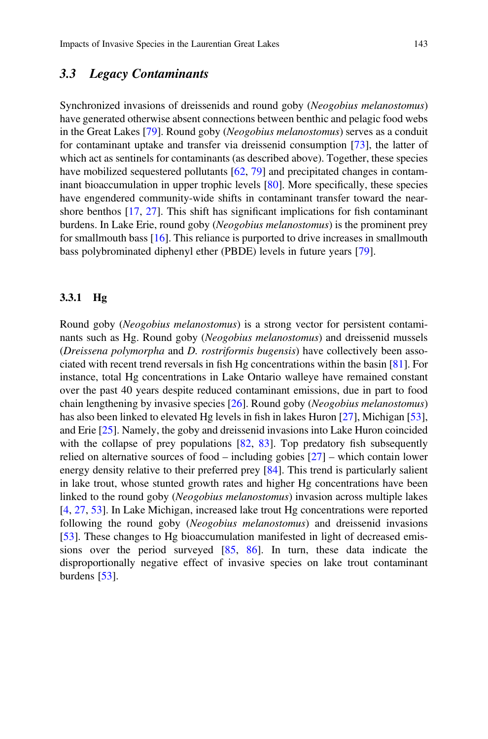## 3.3 *Legacy Contaminants*

Synchronized invasions of dreissenids and round goby (*Neogobius melanostomus*) have generated otherwise absent connections between benthic and pelagic food webs in the Great Lakes [79]. Round goby (*Neogobius melanostomus*) serves as a conduit for contaminant uptake and transfer via dreissenid consumption [73], the latter of which act as sentinels for contaminants (as described above). Together, these species have mobilized sequestered pollutants [62, 79] and precipitated changes in contaminant bioaccumulation in upper trophic levels [80]. More specifically, these species have engendered community-wide shifts in contaminant transfer toward the nearshore benthos [17, 27]. This shift has significant implications for fish contaminant burdens. In Lake Erie, round goby (*Neogobius melanostomus*) is the prominent prey for smallmouth bass [16]. This reliance is purported to drive increases in smallmouth bass polybrominated diphenyl ether (PBDE) levels in future years [79].

### 3.3.1 Hg

Round goby (*Neogobius melanostomus*) is a strong vector for persistent contaminants such as Hg. Round goby (*Neogobius melanostomus*) and dreissenid mussels (*Dreissena polymorpha* and *D. rostriformis bugensis*) have collectively been associated with recent trend reversals in fish Hg concentrations within the basin [81]. For instance, total Hg concentrations in Lake Ontario walleye have remained constant over the past 40 years despite reduced contaminant emissions, due in part to food chain lengthening by invasive species [26]. Round goby (*Neogobius melanostomus*) has also been linked to elevated Hg levels in fish in lakes Huron [27], Michigan [53], and Erie [25]. Namely, the goby and dreissenid invasions into Lake Huron coincided with the collapse of prey populations [82, 83]. Top predatory fish subsequently relied on alternative sources of food – including gobies [27] – which contain lower energy density relative to their preferred prey [84]. This trend is particularly salient in lake trout, whose stunted growth rates and higher Hg concentrations have been linked to the round goby (*Neogobius melanostomus*) invasion across multiple lakes [4, 27, 53]. In Lake Michigan, increased lake trout Hg concentrations were reported following the round goby (*Neogobius melanostomus*) and dreissenid invasions [53]. These changes to Hg bioaccumulation manifested in light of decreased emissions over the period surveyed [85, 86]. In turn, these data indicate the disproportionally negative effect of invasive species on lake trout contaminant burdens [53].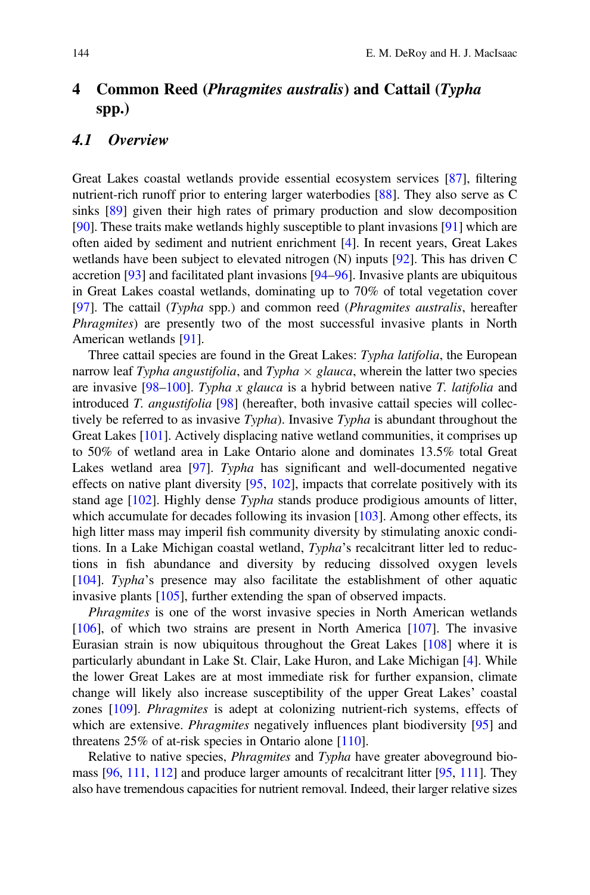## 4 Common Reed (*Phragmites australis*) and Cattail (*Typha* spp.)

### 4.1 Overview

Great Lakes coastal wetlands provide essential ecosystem services [87], filtering nutrient-rich runoff prior to entering larger waterbodies [88]. They also serve as C sinks [89] given their high rates of primary production and slow decomposition [90]. These traits make wetlands highly susceptible to plant invasions [91] which are often aided by sediment and nutrient enrichment [4]. In recent years, Great Lakes wetlands have been subject to elevated nitrogen (N) inputs [92]. This has driven C accretion [93] and facilitated plant invasions [94–96]. Invasive plants are ubiquitous in Great Lakes coastal wetlands, dominating up to 70% of total vegetation cover [97]. The cattail (*Typha* spp.) and common reed (*Phragmites australis*, hereafter *Phragmites*) are presently two of the most successful invasive plants in North American wetlands [91].

Three cattail species are found in the Great Lakes: *Typha latifolia*, the European narrow leaf *Typha angustifolia*, and *Typha* × *glauca*, wherein the latter two species are invasive [98–100]. *Typha x glauca* is a hybrid between native *T. latifolia* and introduced *T. angustifolia* [98] (hereafter, both invasive cattail species will collectively be referred to as invasive *Typha*). Invasive *Typha* is abundant throughout the Great Lakes [101]. Actively displacing native wetland communities, it comprises up to 50% of wetland area in Lake Ontario alone and dominates 13.5% total Great Lakes wetland area [97]. *Typha* has significant and well-documented negative effects on native plant diversity [95, 102], impacts that correlate positively with its stand age [102]. Highly dense *Typha* stands produce prodigious amounts of litter, which accumulate for decades following its invasion [103]. Among other effects, its high litter mass may imperil fish community diversity by stimulating anoxic conditions. In a Lake Michigan coastal wetland, *Typha*'s recalcitrant litter led to reductions in fish abundance and diversity by reducing dissolved oxygen levels [104]. *Typha*'s presence may also facilitate the establishment of other aquatic invasive plants [105], further extending the span of observed impacts.

*Phragmites* is one of the worst invasive species in North American wetlands [106], of which two strains are present in North America [107]. The invasive Eurasian strain is now ubiquitous throughout the Great Lakes [108] where it is particularly abundant in Lake St. Clair, Lake Huron, and Lake Michigan [4]. While the lower Great Lakes are at most immediate risk for further expansion, climate change will likely also increase susceptibility of the upper Great Lakes' coastal zones [109]. *Phragmites* is adept at colonizing nutrient-rich systems, effects of which are extensive. *Phragmites* negatively influences plant biodiversity [95] and threatens 25% of at-risk species in Ontario alone [110].

Relative to native species, *Phragmites* and *Typha* have greater aboveground biomass [96, 111, 112] and produce larger amounts of recalcitrant litter [95, 111]. They also have tremendous capacities for nutrient removal. Indeed, their larger relative sizes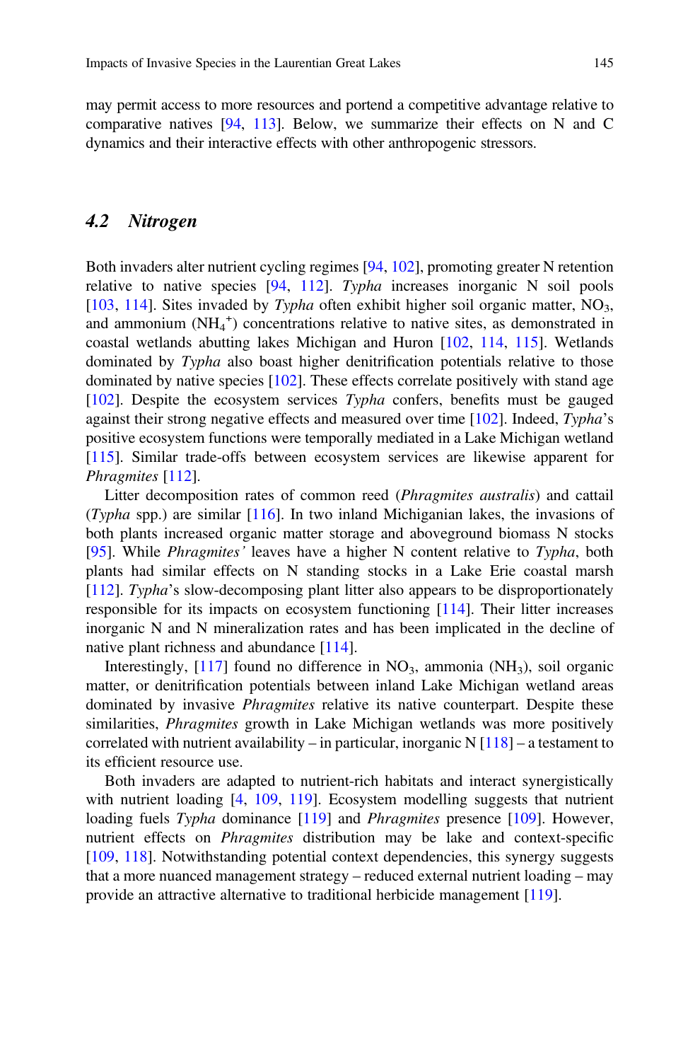may permit access to more resources and portend a competitive advantage relative to comparative natives [94, 113]. Below, we summarize their effects on N and C dynamics and their interactive effects with other anthropogenic stressors.

## *4.2 Nitrogen*

Both invaders alter nutrient cycling regimes [94, 102], promoting greater N retention relative to native species [94, 112]. *Typha* increases inorganic N soil pools [103, 114]. Sites invaded by *Typha* often exhibit higher soil organic matter, $NO_3$, and ammonium ($NH_4^+$) concentrations relative to native sites, as demonstrated in coastal wetlands abutting lakes Michigan and Huron [102, 114, 115]. Wetlands dominated by *Typha* also boast higher denitrification potentials relative to those dominated by native species [102]. These effects correlate positively with stand age [102]. Despite the ecosystem services *Typha* confers, benefits must be gauged against their strong negative effects and measured over time [102]. Indeed, *Typha*'s positive ecosystem functions were temporally mediated in a Lake Michigan wetland [115]. Similar trade-offs between ecosystem services are likewise apparent for *Phragmites* [112].

Litter decomposition rates of common reed (*Phragmites australis*) and cattail (*Typha* spp.) are similar [116]. In two inland Michiganian lakes, the invasions of both plants increased organic matter storage and aboveground biomass N stocks [95]. While *Phragmites'* leaves have a higher N content relative to *Typha*, both plants had similar effects on N standing stocks in a Lake Erie coastal marsh [112]. *Typha*'s slow-decomposing plant litter also appears to be disproportionately responsible for its impacts on ecosystem functioning [114]. Their litter increases inorganic N and N mineralization rates and has been implicated in the decline of native plant richness and abundance [114].

Interestingly, [117] found no difference in $NO_3$, ammonia ($NH_3$), soil organic matter, or denitrification potentials between inland Lake Michigan wetland areas dominated by invasive *Phragmites* relative its native counterpart. Despite these similarities, *Phragmites* growth in Lake Michigan wetlands was more positively correlated with nutrient availability – in particular, inorganic N [118] – a testament to its efficient resource use.

Both invaders are adapted to nutrient-rich habitats and interact synergistically with nutrient loading [4, 109, 119]. Ecosystem modelling suggests that nutrient loading fuels *Typha* dominance [119] and *Phragmites* presence [109]. However, nutrient effects on *Phragmites* distribution may be lake and context-specific [109, 118]. Notwithstanding potential context dependencies, this synergy suggests that a more nuanced management strategy – reduced external nutrient loading – may provide an attractive alternative to traditional herbicide management [119].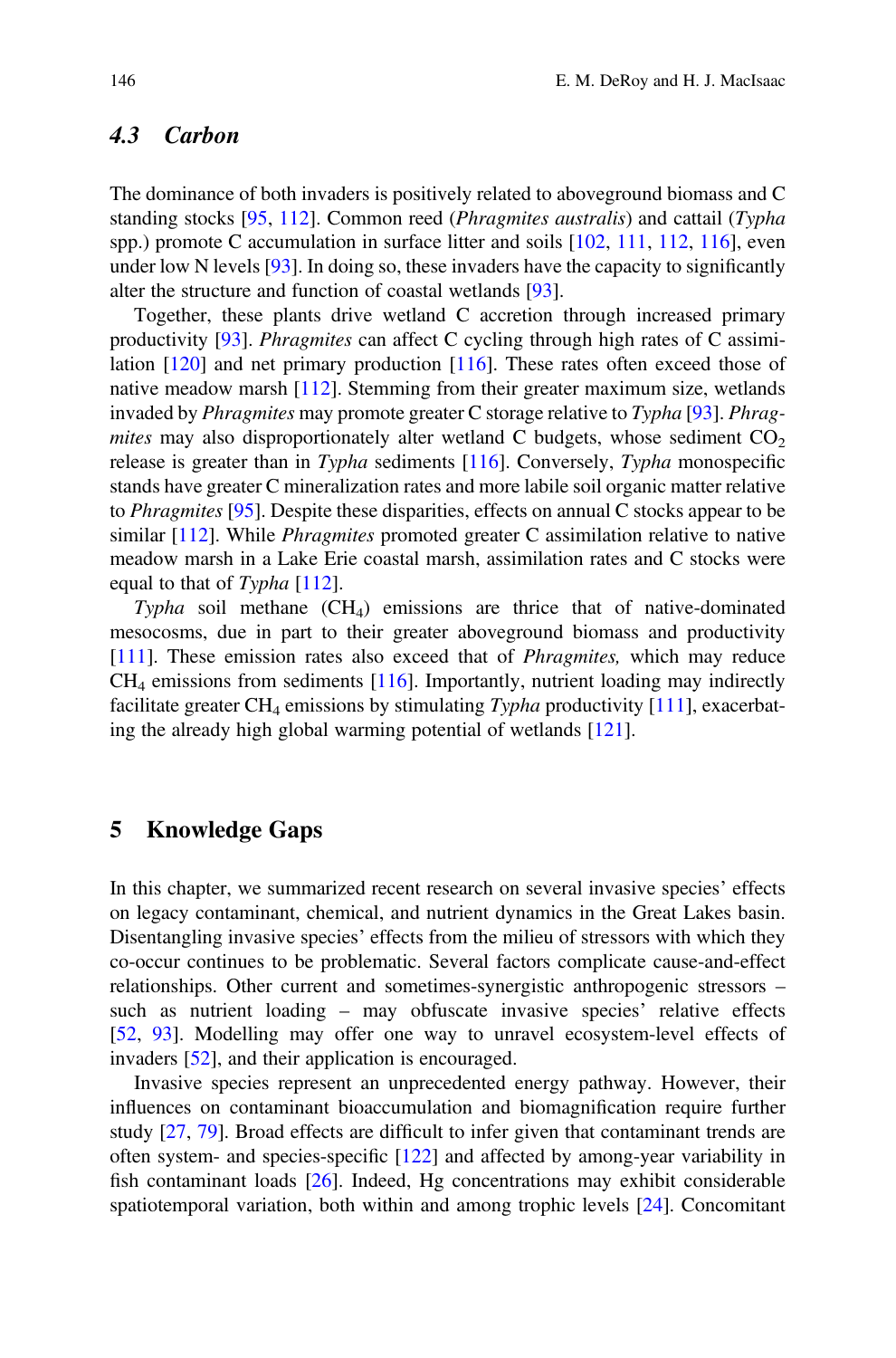### 4.3 Carbon

The dominance of both invaders is positively related to aboveground biomass and C standing stocks [95, 112]. Common reed (*Phragmites australis*) and cattail (*Typha* spp.) promote C accumulation in surface litter and soils [102, 111, 112, 116], even under low N levels [93]. In doing so, these invaders have the capacity to significantly alter the structure and function of coastal wetlands [93].

Together, these plants drive wetland C accretion through increased primary productivity [93]. *Phragmites* can affect C cycling through high rates of C assimilation [120] and net primary production [116]. These rates often exceed those of native meadow marsh [112]. Stemming from their greater maximum size, wetlands invaded by *Phragmites* may promote greater C storage relative to *Typha* [93]. *Phragmites* may also disproportionately alter wetland C budgets, whose sediment $CO_2$ release is greater than in *Typha* sediments [116]. Conversely, *Typha* monospecific stands have greater C mineralization rates and more labile soil organic matter relative to *Phragmites* [95]. Despite these disparities, effects on annual C stocks appear to be similar [112]. While *Phragmites* promoted greater C assimilation relative to native meadow marsh in a Lake Erie coastal marsh, assimilation rates and C stocks were equal to that of *Typha* [112].

*Typha* soil methane ($CH_4$) emissions are thrice that of native-dominated mesocosms, due in part to their greater aboveground biomass and productivity [111]. These emission rates also exceed that of *Phragmites,* which may reduce $CH_4$ emissions from sediments [116]. Importantly, nutrient loading may indirectly facilitate greater $CH_4$ emissions by stimulating *Typha* productivity [111], exacerbating the already high global warming potential of wetlands [121].

## 5 Knowledge Gaps

In this chapter, we summarized recent research on several invasive species' effects on legacy contaminant, chemical, and nutrient dynamics in the Great Lakes basin. Disentangling invasive species' effects from the milieu of stressors with which they co-occur continues to be problematic. Several factors complicate cause-and-effect relationships. Other current and sometimes-synergistic anthropogenic stressors – such as nutrient loading – may obfuscate invasive species' relative effects [52, 93]. Modelling may offer one way to unravel ecosystem-level effects of invaders [52], and their application is encouraged.

Invasive species represent an unprecedented energy pathway. However, their influences on contaminant bioaccumulation and biomagnification require further study [27, 79]. Broad effects are difficult to infer given that contaminant trends are often system- and species-specific [122] and affected by among-year variability in fish contaminant loads [26]. Indeed, Hg concentrations may exhibit considerable spatiotemporal variation, both within and among trophic levels [24]. Concomitant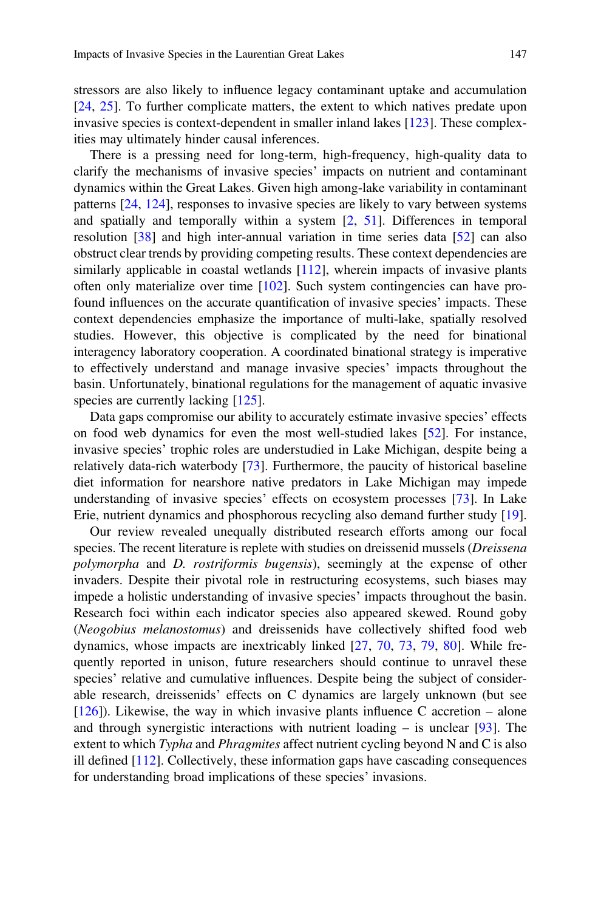stressors are also likely to influence legacy contaminant uptake and accumulation [24, 25]. To further complicate matters, the extent to which natives predate upon invasive species is context-dependent in smaller inland lakes [123]. These complexities may ultimately hinder causal inferences.

There is a pressing need for long-term, high-frequency, high-quality data to clarify the mechanisms of invasive species' impacts on nutrient and contaminant dynamics within the Great Lakes. Given high among-lake variability in contaminant patterns [24, 124], responses to invasive species are likely to vary between systems and spatially and temporally within a system [2, 51]. Differences in temporal resolution [38] and high inter-annual variation in time series data [52] can also obstruct clear trends by providing competing results. These context dependencies are similarly applicable in coastal wetlands [112], wherein impacts of invasive plants often only materialize over time [102]. Such system contingencies can have profound influences on the accurate quantification of invasive species' impacts. These context dependencies emphasize the importance of multi-lake, spatially resolved studies. However, this objective is complicated by the need for binational interagency laboratory cooperation. A coordinated binational strategy is imperative to effectively understand and manage invasive species' impacts throughout the basin. Unfortunately, binational regulations for the management of aquatic invasive species are currently lacking [125].

Data gaps compromise our ability to accurately estimate invasive species' effects on food web dynamics for even the most well-studied lakes [52]. For instance, invasive species' trophic roles are understudied in Lake Michigan, despite being a relatively data-rich waterbody [73]. Furthermore, the paucity of historical baseline diet information for nearshore native predators in Lake Michigan may impede understanding of invasive species' effects on ecosystem processes [73]. In Lake Erie, nutrient dynamics and phosphorous recycling also demand further study [19].

Our review revealed unequally distributed research efforts among our focal species. The recent literature is replete with studies on dreissenid mussels (*Dreissena polymorpha* and *D. rostriformis bugensis*), seemingly at the expense of other invaders. Despite their pivotal role in restructuring ecosystems, such biases may impede a holistic understanding of invasive species' impacts throughout the basin. Research foci within each indicator species also appeared skewed. Round goby (*Neogobius melanostomus*) and dreissenids have collectively shifted food web dynamics, whose impacts are inextricably linked [27, 70, 73, 79, 80]. While frequently reported in unison, future researchers should continue to unravel these species' relative and cumulative influences. Despite being the subject of considerable research, dreissenids' effects on C dynamics are largely unknown (but see [126]). Likewise, the way in which invasive plants influence C accretion – alone and through synergistic interactions with nutrient loading – is unclear [93]. The extent to which *Typha* and *Phragmites* affect nutrient cycling beyond N and C is also ill defined [112]. Collectively, these information gaps have cascading consequences for understanding broad implications of these species' invasions.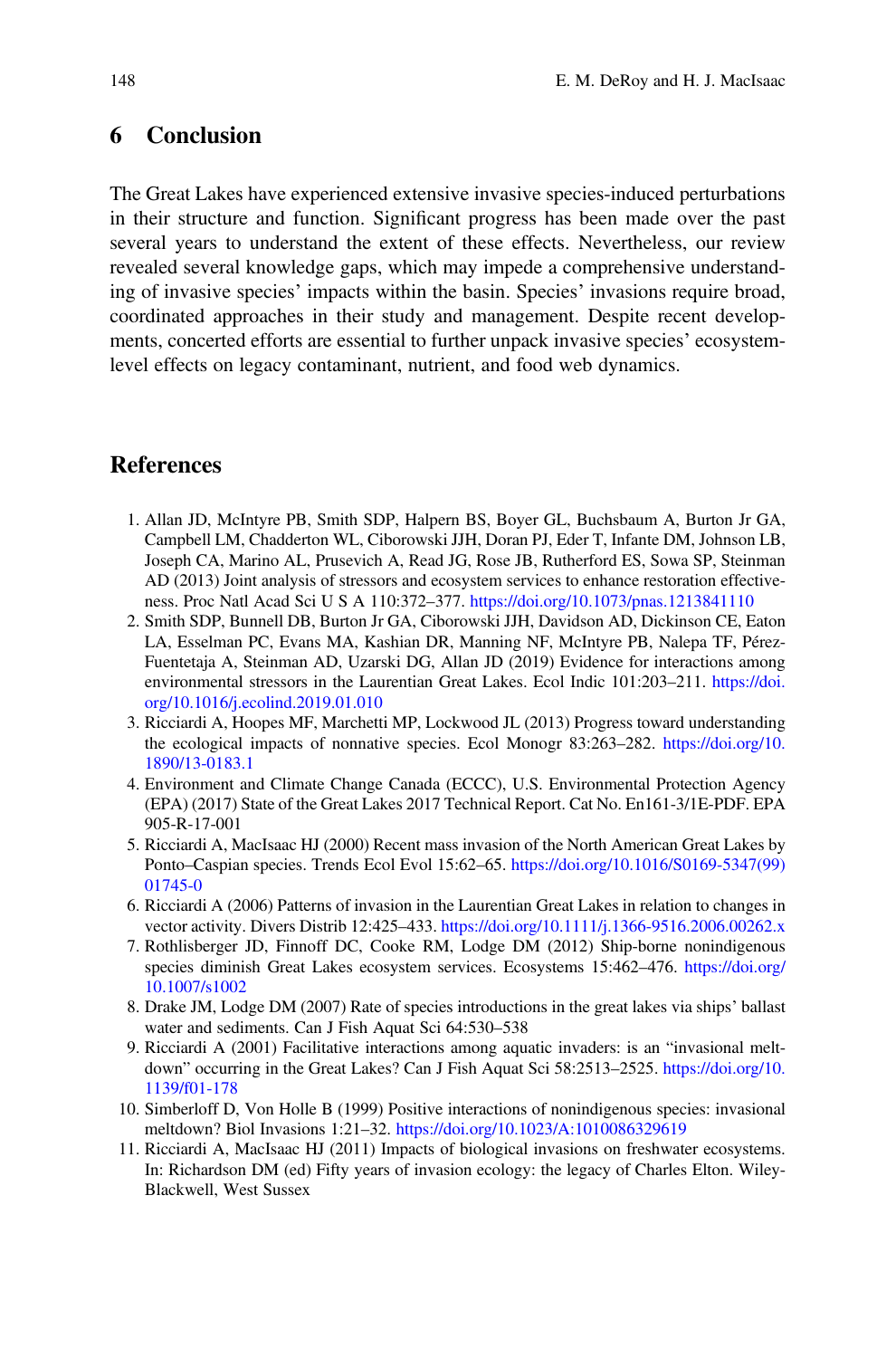## 6 Conclusion

The Great Lakes have experienced extensive invasive species-induced perturbations in their structure and function. Significant progress has been made over the past several years to understand the extent of these effects. Nevertheless, our review revealed several knowledge gaps, which may impede a comprehensive understanding of invasive species' impacts within the basin. Species' invasions require broad, coordinated approaches in their study and management. Despite recent developments, concerted efforts are essential to further unpack invasive species' ecosystem-level effects on legacy contaminant, nutrient, and food web dynamics.

## References

1. Allan JD, McIntyre PB, Smith SDP, Halpern BS, Boyer GL, Buchsbaum A, Burton Jr GA, Campbell LM, Chadderton WL, Ciborowski JJH, Doran PJ, Eder T, Infante DM, Johnson LB, Joseph CA, Marino AL, Prusevich A, Read JG, Rose JB, Rutherford ES, Sowa SP, Steinman AD (2013) Joint analysis of stressors and ecosystem services to enhance restoration effectiveness. Proc Natl Acad Sci U S A 110:372–377. https://doi.org/10.1073/pnas.1213841110
2. Smith SDP, Bunnell DB, Burton Jr GA, Ciborowski JJH, Davidson AD, Dickinson CE, Eaton LA, Esselman PC, Evans MA, Kashian DR, Manning NF, McIntyre PB, Nalepa TF, Pérez-Fuentetaja A, Steinman AD, Uzarski DG, Allan JD (2019) Evidence for interactions among environmental stressors in the Laurentian Great Lakes. Ecol Indic 101:203–211. https://doi.org/10.1016/j.ecolind.2019.01.010
3. Ricciardi A, Hoopes MF, Marchetti MP, Lockwood JL (2013) Progress toward understanding the ecological impacts of nonnative species. Ecol Monogr 83:263–282. https://doi.org/10.1890/13-0183.1
4. Environment and Climate Change Canada (ECCC), U.S. Environmental Protection Agency (EPA) (2017) State of the Great Lakes 2017 Technical Report. Cat No. En161-3/1E-PDF. EPA 905-R-17-001
5. Ricciardi A, MacIsaac HJ (2000) Recent mass invasion of the North American Great Lakes by Ponto–Caspian species. Trends Ecol Evol 15:62–65. https://doi.org/10.1016/S0169-5347(99)01745-0
6. Ricciardi A (2006) Patterns of invasion in the Laurentian Great Lakes in relation to changes in vector activity. Divers Distrib 12:425–433. https://doi.org/10.1111/j.1366-9516.2006.00262.x
7. Rothlisberger JD, Finnoff DC, Cooke RM, Lodge DM (2012) Ship-borne nonindigenous species diminish Great Lakes ecosystem services. Ecosystems 15:462–476. https://doi.org/10.1007/s1002
8. Drake JM, Lodge DM (2007) Rate of species introductions in the great lakes via ships' ballast water and sediments. Can J Fish Aquat Sci 64:530–538
9. Ricciardi A (2001) Facilitative interactions among aquatic invaders: is an "invasional meltdown" occurring in the Great Lakes? Can J Fish Aquat Sci 58:2513–2525. https://doi.org/10.1139/f01-178
10. Simberloff D, Von Holle B (1999) Positive interactions of nonindigenous species: invasional meltdown? Biol Invasions 1:21–32. https://doi.org/10.1023/A:1010086329619
11. Ricciardi A, MacIsaac HJ (2011) Impacts of biological invasions on freshwater ecosystems. In: Richardson DM (ed) Fifty years of invasion ecology: the legacy of Charles Elton. Wiley-Blackwell, West Sussex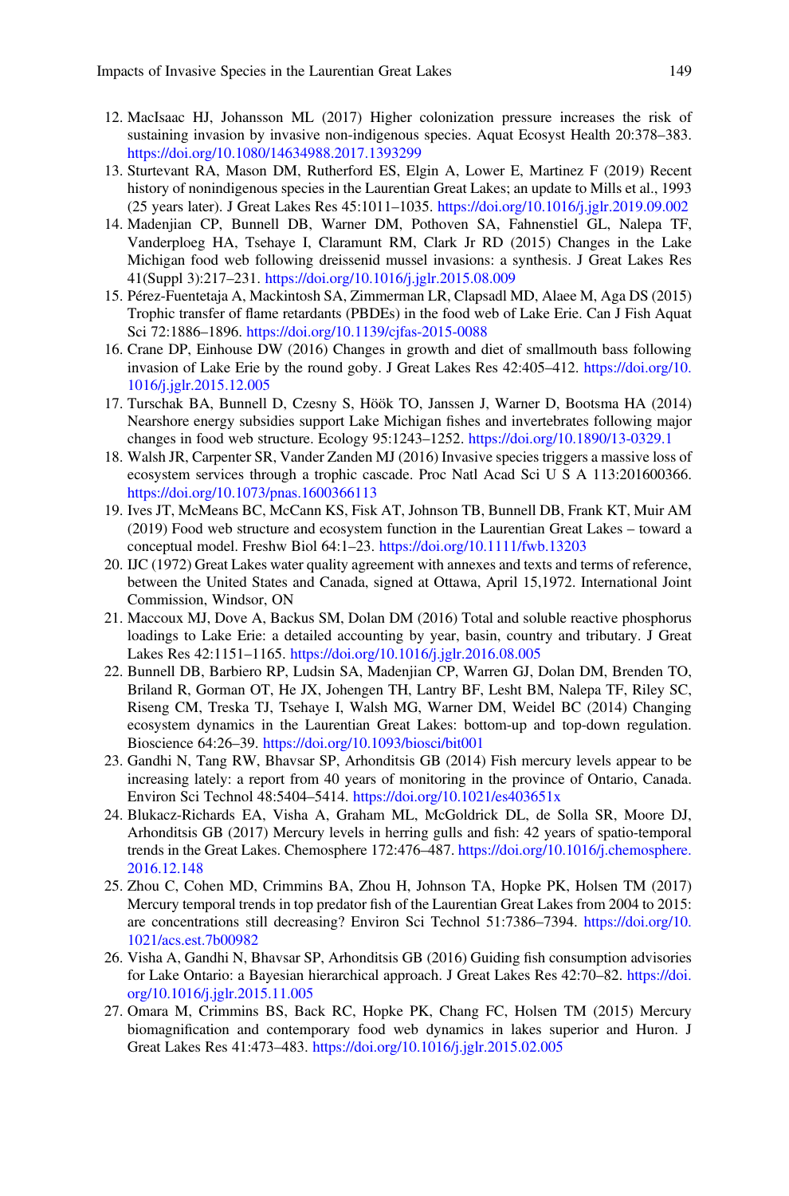12. MacIsaac HJ, Johansson ML (2017) Higher colonization pressure increases the risk of sustaining invasion by invasive non-indigenous species. Aquat Ecosyst Health 20:378–383. https://doi.org/10.1080/14634988.2017.1393299
13. Sturtevant RA, Mason DM, Rutherford ES, Elgin A, Lower E, Martinez F (2019) Recent history of nonindigenous species in the Laurentian Great Lakes; an update to Mills et al., 1993 (25 years later). J Great Lakes Res 45:1011–1035. https://doi.org/10.1016/j.jglr.2019.09.002
14. Madenjian CP, Bunnell DB, Warner DM, Pothoven SA, Fahnenstiel GL, Nalepa TF, Vanderploeg HA, Tsehaye I, Claramunt RM, Clark Jr RD (2015) Changes in the Lake Michigan food web following dreissenid mussel invasions: a synthesis. J Great Lakes Res 41(Suppl 3):217–231. https://doi.org/10.1016/j.jglr.2015.08.009
15. Pérez-Fuentetaja A, Mackintosh SA, Zimmerman LR, Clapsadl MD, Alaee M, Aga DS (2015) Trophic transfer of flame retardants (PBDEs) in the food web of Lake Erie. Can J Fish Aquat Sci 72:1886–1896. https://doi.org/10.1139/cjfas-2015-0088
16. Crane DP, Einhouse DW (2016) Changes in growth and diet of smallmouth bass following invasion of Lake Erie by the round goby. J Great Lakes Res 42:405–412. https://doi.org/10.1016/j.jglr.2015.12.005
17. Turschak BA, Bunnell D, Czesny S, Höök TO, Janssen J, Warner D, Bootsma HA (2014) Nearshore energy subsidies support Lake Michigan fishes and invertebrates following major changes in food web structure. Ecology 95:1243–1252. https://doi.org/10.1890/13-0329.1
18. Walsh JR, Carpenter SR, Vander Zanden MJ (2016) Invasive species triggers a massive loss of ecosystem services through a trophic cascade. Proc Natl Acad Sci U S A 113:201600366. https://doi.org/10.1073/pnas.1600366113
19. Ives JT, McMeans BC, McCann KS, Fisk AT, Johnson TB, Bunnell DB, Frank KT, Muir AM (2019) Food web structure and ecosystem function in the Laurentian Great Lakes – toward a conceptual model. Freshw Biol 64:1–23. https://doi.org/10.1111/fwb.13203
20. IJC (1972) Great Lakes water quality agreement with annexes and texts and terms of reference, between the United States and Canada, signed at Ottawa, April 15,1972. International Joint Commission, Windsor, ON
21. Maccoux MJ, Dove A, Backus SM, Dolan DM (2016) Total and soluble reactive phosphorus loadings to Lake Erie: a detailed accounting by year, basin, country and tributary. J Great Lakes Res 42:1151–1165. https://doi.org/10.1016/j.jglr.2016.08.005
22. Bunnell DB, Barbiero RP, Ludsin SA, Madenjian CP, Warren GJ, Dolan DM, Brenden TO, Briland R, Gorman OT, He JX, Johengen TH, Lantry BF, Lesht BM, Nalepa TF, Riley SC, Riseng CM, Treska TJ, Tsehaye I, Walsh MG, Warner DM, Weidel BC (2014) Changing ecosystem dynamics in the Laurentian Great Lakes: bottom-up and top-down regulation. Bioscience 64:26–39. https://doi.org/10.1093/biosci/bit001
23. Gandhi N, Tang RW, Bhavsar SP, Arhonditsis GB (2014) Fish mercury levels appear to be increasing lately: a report from 40 years of monitoring in the province of Ontario, Canada. Environ Sci Technol 48:5404–5414. https://doi.org/10.1021/es403651x
24. Blukacz-Richards EA, Visha A, Graham ML, McGoldrick DL, de Solla SR, Moore DJ, Arhonditsis GB (2017) Mercury levels in herring gulls and fish: 42 years of spatio-temporal trends in the Great Lakes. Chemosphere 172:476–487. https://doi.org/10.1016/j.chemosphere.2016.12.148
25. Zhou C, Cohen MD, Crimmins BA, Zhou H, Johnson TA, Hopke PK, Holsen TM (2017) Mercury temporal trends in top predator fish of the Laurentian Great Lakes from 2004 to 2015: are concentrations still decreasing? Environ Sci Technol 51:7386–7394. https://doi.org/10.1021/acs.est.7b00982
26. Visha A, Gandhi N, Bhavsar SP, Arhonditsis GB (2016) Guiding fish consumption advisories for Lake Ontario: a Bayesian hierarchical approach. J Great Lakes Res 42:70–82. https://doi.org/10.1016/j.jglr.2015.11.005
27. Omara M, Crimmins BS, Back RC, Hopke PK, Chang FC, Holsen TM (2015) Mercury biomagnification and contemporary food web dynamics in lakes superior and Huron. J Great Lakes Res 41:473–483. https://doi.org/10.1016/j.jglr.2015.02.005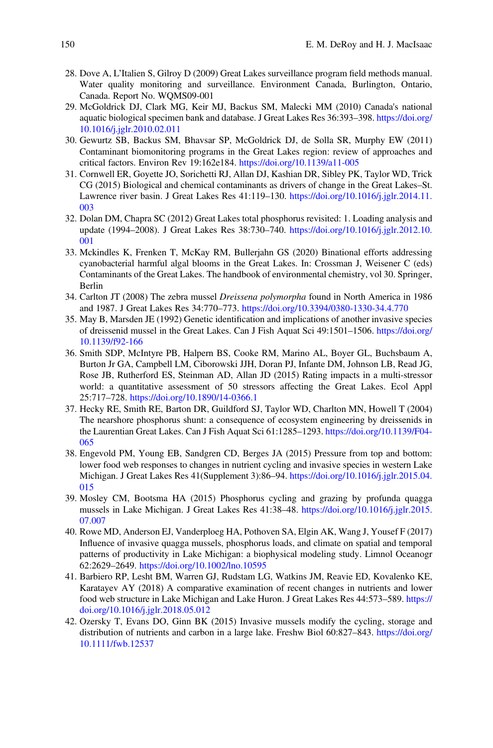28. Dove A, L'Italien S, Gilroy D (2009) Great Lakes surveillance program field methods manual. Water quality monitoring and surveillance. Environment Canada, Burlington, Ontario, Canada. Report No. WQMS09-001
29. McGoldrick DJ, Clark MG, Keir MJ, Backus SM, Malecki MM (2010) Canada's national aquatic biological specimen bank and database. J Great Lakes Res 36:393–398. https://doi.org/10.1016/j.jglr.2010.02.011
30. Gewurtz SB, Backus SM, Bhavsar SP, McGoldrick DJ, de Solla SR, Murphy EW (2011) Contaminant biomonitoring programs in the Great Lakes region: review of approaches and critical factors. Environ Rev 19:162e184. https://doi.org/10.1139/a11-005
31. Cornwell ER, Goyette JO, Sorichetti RJ, Allan DJ, Kashian DR, Sibley PK, Taylor WD, Trick CG (2015) Biological and chemical contaminants as drivers of change in the Great Lakes–St. Lawrence river basin. J Great Lakes Res 41:119–130. https://doi.org/10.1016/j.jglr.2014.11.003
32. Dolan DM, Chapra SC (2012) Great Lakes total phosphorus revisited: 1. Loading analysis and update (1994–2008). J Great Lakes Res 38:730–740. https://doi.org/10.1016/j.jglr.2012.10.001
33. Mckindles K, Frenken T, McKay RM, Bullerjahn GS (2020) Binational efforts addressing cyanobacterial harmful algal blooms in the Great Lakes. In: Crossman J, Weisener C (eds) Contaminants of the Great Lakes. The handbook of environmental chemistry, vol 30. Springer, Berlin
34. Carlton JT (2008) The zebra mussel *Dreissena polymorpha* found in North America in 1986 and 1987. J Great Lakes Res 34:770–773. https://doi.org/10.3394/0380-1330-34.4.770
35. May B, Marsden JE (1992) Genetic identification and implications of another invasive species of dreissenid mussel in the Great Lakes. Can J Fish Aquat Sci 49:1501–1506. https://doi.org/10.1139/f92-166
36. Smith SDP, McIntyre PB, Halpern BS, Cooke RM, Marino AL, Boyer GL, Buchsbaum A, Burton Jr GA, Campbell LM, Ciborowski JJH, Doran PJ, Infante DM, Johnson LB, Read JG, Rose JB, Rutherford ES, Steinman AD, Allan JD (2015) Rating impacts in a multi-stressor world: a quantitative assessment of 50 stressors affecting the Great Lakes. Ecol Appl 25:717–728. https://doi.org/10.1890/14-0366.1
37. Hecky RE, Smith RE, Barton DR, Guildford SJ, Taylor WD, Charlton MN, Howell T (2004) The nearshore phosphorus shunt: a consequence of ecosystem engineering by dreissenids in the Laurentian Great Lakes. Can J Fish Aquat Sci 61:1285–1293. https://doi.org/10.1139/F04-065
38. Engevold PM, Young EB, Sandgren CD, Berges JA (2015) Pressure from top and bottom: lower food web responses to changes in nutrient cycling and invasive species in western Lake Michigan. J Great Lakes Res 41(Supplement 3):86–94. https://doi.org/10.1016/j.jglr.2015.04.015
39. Mosley CM, Bootsma HA (2015) Phosphorus cycling and grazing by profunda quagga mussels in Lake Michigan. J Great Lakes Res 41:38–48. https://doi.org/10.1016/j.jglr.2015.07.007
40. Rowe MD, Anderson EJ, Vanderploeg HA, Pothoven SA, Elgin AK, Wang J, Yousef F (2017) Influence of invasive quagga mussels, phosphorus loads, and climate on spatial and temporal patterns of productivity in Lake Michigan: a biophysical modeling study. Limnol Oceanogr 62:2629–2649. https://doi.org/10.1002/lno.10595
41. Barbiero RP, Lesht BM, Warren GJ, Rudstam LG, Watkins JM, Reavie ED, Kovalenko KE, Karatayev AY (2018) A comparative examination of recent changes in nutrients and lower food web structure in Lake Michigan and Lake Huron. J Great Lakes Res 44:573–589. https://doi.org/10.1016/j.jglr.2018.05.012
42. Ozersky T, Evans DO, Ginn BK (2015) Invasive mussels modify the cycling, storage and distribution of nutrients and carbon in a large lake. Freshw Biol 60:827–843. https://doi.org/10.1111/fwb.12537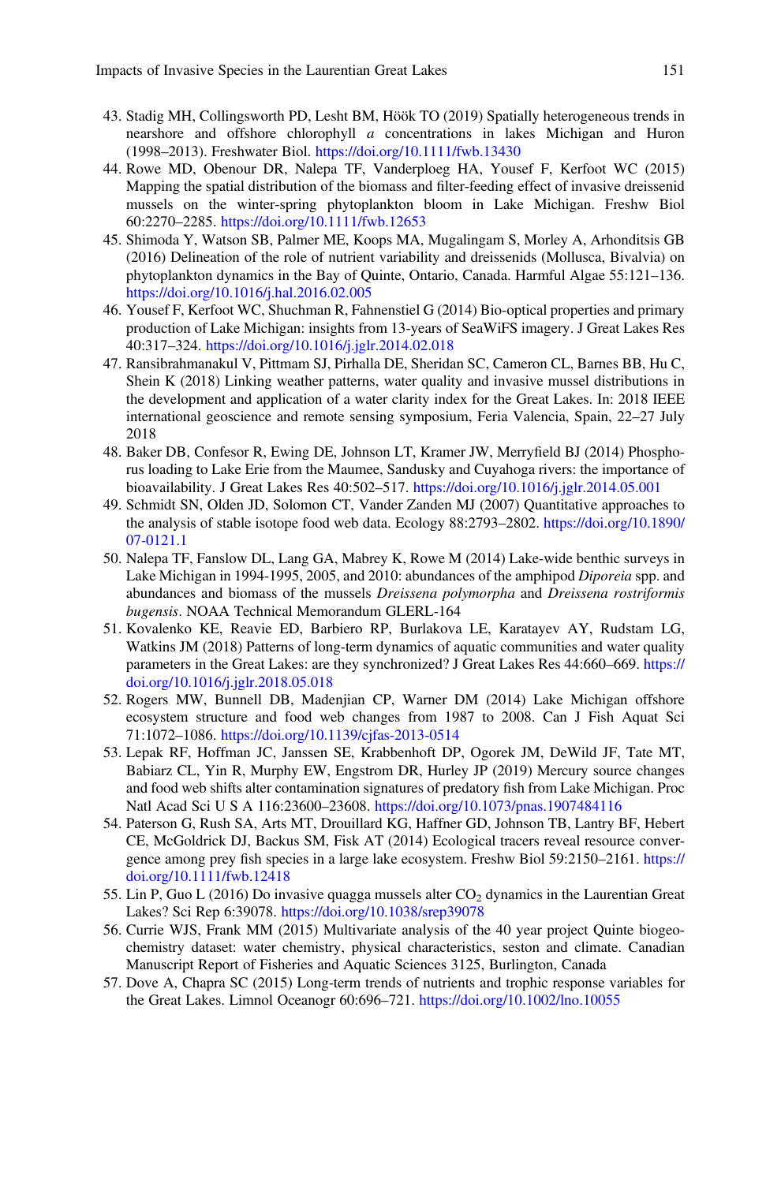43. Stadig MH, Collingsworth PD, Lesht BM, Höök TO (2019) Spatially heterogeneous trends in nearshore and offshore chlorophyll *a* concentrations in lakes Michigan and Huron (1998–2013). Freshwater Biol. https://doi.org/10.1111/fwb.13430
44. Rowe MD, Obenour DR, Nalepa TF, Vanderploeg HA, Yousef F, Kerfoot WC (2015) Mapping the spatial distribution of the biomass and filter-feeding effect of invasive dreissenid mussels on the winter-spring phytoplankton bloom in Lake Michigan. Freshw Biol 60:2270–2285. https://doi.org/10.1111/fwb.12653
45. Shimoda Y, Watson SB, Palmer ME, Koops MA, Mugalingam S, Morley A, Arhonditsis GB (2016) Delineation of the role of nutrient variability and dreissenids (Mollusca, Bivalvia) on phytoplankton dynamics in the Bay of Quinte, Ontario, Canada. Harmful Algae 55:121–136. https://doi.org/10.1016/j.hal.2016.02.005
46. Yousef F, Kerfoot WC, Shuchman R, Fahnenstiel G (2014) Bio-optical properties and primary production of Lake Michigan: insights from 13-years of SeaWiFS imagery. J Great Lakes Res 40:317–324. https://doi.org/10.1016/j.jglr.2014.02.018
47. Ransibrahmanakul V, Pittmam SJ, Pirhalla DE, Sheridan SC, Cameron CL, Barnes BB, Hu C, Shein K (2018) Linking weather patterns, water quality and invasive mussel distributions in the development and application of a water clarity index for the Great Lakes. In: 2018 IEEE international geoscience and remote sensing symposium, Feria Valencia, Spain, 22–27 July 2018
48. Baker DB, Confesor R, Ewing DE, Johnson LT, Kramer JW, Merryfield BJ (2014) Phosphorus loading to Lake Erie from the Maumee, Sandusky and Cuyahoga rivers: the importance of bioavailability. J Great Lakes Res 40:502–517. https://doi.org/10.1016/j.jglr.2014.05.001
49. Schmidt SN, Olden JD, Solomon CT, Vander Zanden MJ (2007) Quantitative approaches to the analysis of stable isotope food web data. Ecology 88:2793–2802. https://doi.org/10.1890/07-0121.1
50. Nalepa TF, Fanslow DL, Lang GA, Mabrey K, Rowe M (2014) Lake-wide benthic surveys in Lake Michigan in 1994-1995, 2005, and 2010: abundances of the amphipod *Diporeia* spp. and abundances and biomass of the mussels *Dreissena polymorpha* and *Dreissena rostriformis bugensis*. NOAA Technical Memorandum GLERL-164
51. Kovalenko KE, Reavie ED, Barbiero RP, Burlakova LE, Karatayev AY, Rudstam LG, Watkins JM (2018) Patterns of long-term dynamics of aquatic communities and water quality parameters in the Great Lakes: are they synchronized? J Great Lakes Res 44:660–669. https://doi.org/10.1016/j.jglr.2018.05.018
52. Rogers MW, Bunnell DB, Madenjian CP, Warner DM (2014) Lake Michigan offshore ecosystem structure and food web changes from 1987 to 2008. Can J Fish Aquat Sci 71:1072–1086. https://doi.org/10.1139/cjfas-2013-0514
53. Lepak RF, Hoffman JC, Janssen SE, Krabbenhoft DP, Ogorek JM, DeWild JF, Tate MT, Babiarz CL, Yin R, Murphy EW, Engstrom DR, Hurley JP (2019) Mercury source changes and food web shifts alter contamination signatures of predatory fish from Lake Michigan. Proc Natl Acad Sci U S A 116:23600–23608. https://doi.org/10.1073/pnas.1907484116
54. Paterson G, Rush SA, Arts MT, Drouillard KG, Haffner GD, Johnson TB, Lantry BF, Hebert CE, McGoldrick DJ, Backus SM, Fisk AT (2014) Ecological tracers reveal resource convergence among prey fish species in a large lake ecosystem. Freshw Biol 59:2150–2161. https://doi.org/10.1111/fwb.12418
55. Lin P, Guo L (2016) Do invasive quagga mussels alter $CO_2$ dynamics in the Laurentian Great Lakes? Sci Rep 6:39078. https://doi.org/10.1038/srep39078
56. Currie WJS, Frank MM (2015) Multivariate analysis of the 40 year project Quinte biogeochemistry dataset: water chemistry, physical characteristics, seston and climate. Canadian Manuscript Report of Fisheries and Aquatic Sciences 3125, Burlington, Canada
57. Dove A, Chapra SC (2015) Long-term trends of nutrients and trophic response variables for the Great Lakes. Limnol Oceanogr 60:696–721. https://doi.org/10.1002/lno.10055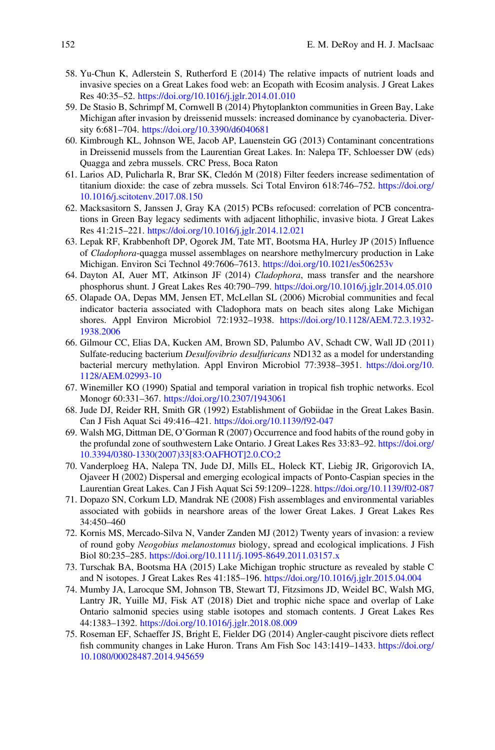58. Yu-Chun K, Adlerstein S, Rutherford E (2014) The relative impacts of nutrient loads and invasive species on a Great Lakes food web: an Ecopath with Ecosim analysis. J Great Lakes Res 40:35–52. https://doi.org/10.1016/j.jglr.2014.01.010
59. De Stasio B, Schrimpf M, Cornwell B (2014) Phytoplankton communities in Green Bay, Lake Michigan after invasion by dreissenid mussels: increased dominance by cyanobacteria. Diversity 6:681–704. https://doi.org/10.3390/d6040681
60. Kimbrough KL, Johnson WE, Jacob AP, Lauenstein GG (2013) Contaminant concentrations in Dreissenid mussels from the Laurentian Great Lakes. In: Nalepa TF, Schloesser DW (eds) Quagga and zebra mussels. CRC Press, Boca Raton
61. Larios AD, Pulicharla R, Brar SK, Cledón M (2018) Filter feeders increase sedimentation of titanium dioxide: the case of zebra mussels. Sci Total Environ 618:746–752. https://doi.org/10.1016/j.scitotenv.2017.08.150
62. Macksasitorn S, Janssen J, Gray KA (2015) PCBs refocused: correlation of PCB concentrations in Green Bay legacy sediments with adjacent lithophilic, invasive biota. J Great Lakes Res 41:215–221. https://doi.org/10.1016/j.jglr.2014.12.021
63. Lepak RF, Krabbenhoft DP, Ogorek JM, Tate MT, Bootsma HA, Hurley JP (2015) Influence of *Cladophora*-quagga mussel assemblages on nearshore methylmercury production in Lake Michigan. Environ Sci Technol 49:7606–7613. https://doi.org/10.1021/es506253v
64. Dayton AI, Auer MT, Atkinson JF (2014) *Cladophora*, mass transfer and the nearshore phosphorus shunt. J Great Lakes Res 40:790–799. https://doi.org/10.1016/j.jglr.2014.05.010
65. Olapade OA, Depas MM, Jensen ET, McLellan SL (2006) Microbial communities and fecal indicator bacteria associated with Cladophora mats on beach sites along Lake Michigan shores. Appl Environ Microbiol 72:1932–1938. https://doi.org/10.1128/AEM.72.3.1932-1938.2006
66. Gilmour CC, Elias DA, Kucken AM, Brown SD, Palumbo AV, Schadt CW, Wall JD (2011) Sulfate-reducing bacterium *Desulfovibrio desulfuricans* ND132 as a model for understanding bacterial mercury methylation. Appl Environ Microbiol 77:3938–3951. https://doi.org/10.1128/AEM.02993-10
67. Winemiller KO (1990) Spatial and temporal variation in tropical fish trophic networks. Ecol Monogr 60:331–367. https://doi.org/10.2307/1943061
68. Jude DJ, Reider RH, Smith GR (1992) Establishment of Gobiidae in the Great Lakes Basin. Can J Fish Aquat Sci 49:416–421. https://doi.org/10.1139/f92-047
69. Walsh MG, Dittman DE, O'Gorman R (2007) Occurrence and food habits of the round goby in the profundal zone of southwestern Lake Ontario. J Great Lakes Res 33:83–92. https://doi.org/10.3394/0380-1330(2007)33[83:OAFHOT]2.0.CO;2
70. Vanderploeg HA, Nalepa TN, Jude DJ, Mills EL, Holeck KT, Liebig JR, Grigorovich IA, Ojaveer H (2002) Dispersal and emerging ecological impacts of Ponto-Caspian species in the Laurentian Great Lakes. Can J Fish Aquat Sci 59:1209–1228. https://doi.org/10.1139/f02-087
71. Dopazo SN, Corkum LD, Mandrak NE (2008) Fish assemblages and environmental variables associated with gobiids in nearshore areas of the lower Great Lakes. J Great Lakes Res 34:450–460
72. Kornis MS, Mercado-Silva N, Vander Zanden MJ (2012) Twenty years of invasion: a review of round goby *Neogobius melanostomus* biology, spread and ecological implications. J Fish Biol 80:235–285. https://doi.org/10.1111/j.1095-8649.2011.03157.x
73. Turschak BA, Bootsma HA (2015) Lake Michigan trophic structure as revealed by stable C and N isotopes. J Great Lakes Res 41:185–196. https://doi.org/10.1016/j.jglr.2015.04.004
74. Mumby JA, Larocque SM, Johnson TB, Stewart TJ, Fitzsimons JD, Weidel BC, Walsh MG, Lantry JR, Yuille MJ, Fisk AT (2018) Diet and trophic niche space and overlap of Lake Ontario salmonid species using stable isotopes and stomach contents. J Great Lakes Res 44:1383–1392. https://doi.org/10.1016/j.jglr.2018.08.009
75. Roseman EF, Schaeffer JS, Bright E, Fielder DG (2014) Angler-caught piscivore diets reflect fish community changes in Lake Huron. Trans Am Fish Soc 143:1419–1433. https://doi.org/10.1080/00028487.2014.945659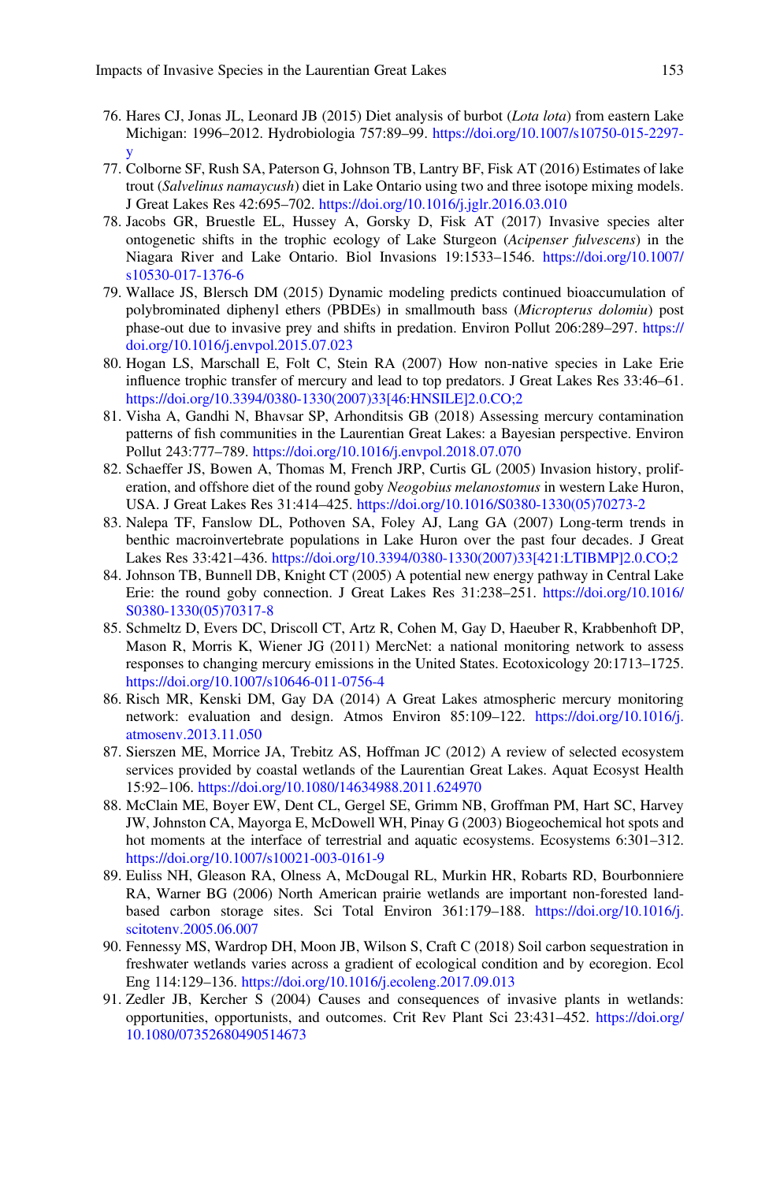76. Hares CJ, Jonas JL, Leonard JB (2015) Diet analysis of burbot (*Lota lota*) from eastern Lake Michigan: 1996–2012. Hydrobiologia 757:89–99. https://doi.org/10.1007/s10750-015-2297-y
77. Colborne SF, Rush SA, Paterson G, Johnson TB, Lantry BF, Fisk AT (2016) Estimates of lake trout (*Salvelinus namaycush*) diet in Lake Ontario using two and three isotope mixing models. J Great Lakes Res 42:695–702. https://doi.org/10.1016/j.jglr.2016.03.010
78. Jacobs GR, Bruestle EL, Hussey A, Gorsky D, Fisk AT (2017) Invasive species alter ontogenetic shifts in the trophic ecology of Lake Sturgeon (*Acipenser fulvescens*) in the Niagara River and Lake Ontario. Biol Invasions 19:1533–1546. https://doi.org/10.1007/s10530-017-1376-6
79. Wallace JS, Blersch DM (2015) Dynamic modeling predicts continued bioaccumulation of polybrominated diphenyl ethers (PBDEs) in smallmouth bass (*Micropterus dolomiu*) post phase-out due to invasive prey and shifts in predation. Environ Pollut 206:289–297. https://doi.org/10.1016/j.envpol.2015.07.023
80. Hogan LS, Marschall E, Folt C, Stein RA (2007) How non-native species in Lake Erie influence trophic transfer of mercury and lead to top predators. J Great Lakes Res 33:46–61. https://doi.org/10.3394/0380-1330(2007)33[46:HNSILE]2.0.CO;2
81. Visha A, Gandhi N, Bhavsar SP, Arhonditsis GB (2018) Assessing mercury contamination patterns of fish communities in the Laurentian Great Lakes: a Bayesian perspective. Environ Pollut 243:777–789. https://doi.org/10.1016/j.envpol.2018.07.070
82. Schaeffer JS, Bowen A, Thomas M, French JRP, Curtis GL (2005) Invasion history, proliferation, and offshore diet of the round goby *Neogobius melanostomus* in western Lake Huron, USA. J Great Lakes Res 31:414–425. https://doi.org/10.1016/S0380-1330(05)70273-2
83. Nalepa TF, Fanslow DL, Pothoven SA, Foley AJ, Lang GA (2007) Long-term trends in benthic macroinvertebrate populations in Lake Huron over the past four decades. J Great Lakes Res 33:421–436. https://doi.org/10.3394/0380-1330(2007)33[421:LTIBMP]2.0.CO;2
84. Johnson TB, Bunnell DB, Knight CT (2005) A potential new energy pathway in Central Lake Erie: the round goby connection. J Great Lakes Res 31:238–251. https://doi.org/10.1016/S0380-1330(05)70317-8
85. Schmeltz D, Evers DC, Driscoll CT, Artz R, Cohen M, Gay D, Haeuber R, Krabbenhoft DP, Mason R, Morris K, Wiener JG (2011) MercNet: a national monitoring network to assess responses to changing mercury emissions in the United States. Ecotoxicology 20:1713–1725. https://doi.org/10.1007/s10646-011-0756-4
86. Risch MR, Kenski DM, Gay DA (2014) A Great Lakes atmospheric mercury monitoring network: evaluation and design. Atmos Environ 85:109–122. https://doi.org/10.1016/j.atmosenv.2013.11.050
87. Sierszen ME, Morrice JA, Trebitz AS, Hoffman JC (2012) A review of selected ecosystem services provided by coastal wetlands of the Laurentian Great Lakes. Aquat Ecosyst Health 15:92–106. https://doi.org/10.1080/14634988.2011.624970
88. McClain ME, Boyer EW, Dent CL, Gergel SE, Grimm NB, Groffman PM, Hart SC, Harvey JW, Johnston CA, Mayorga E, McDowell WH, Pinay G (2003) Biogeochemical hot spots and hot moments at the interface of terrestrial and aquatic ecosystems. Ecosystems 6:301–312. https://doi.org/10.1007/s10021-003-0161-9
89. Euliss NH, Gleason RA, Olness A, McDougal RL, Murkin HR, Robarts RD, Bourbonniere RA, Warner BG (2006) North American prairie wetlands are important non-forested land-based carbon storage sites. Sci Total Environ 361:179–188. https://doi.org/10.1016/j.scitotenv.2005.06.007
90. Fennessy MS, Wardrop DH, Moon JB, Wilson S, Craft C (2018) Soil carbon sequestration in freshwater wetlands varies across a gradient of ecological condition and by ecoregion. Ecol Eng 114:129–136. https://doi.org/10.1016/j.ecoleng.2017.09.013
91. Zedler JB, Kercher S (2004) Causes and consequences of invasive plants in wetlands: opportunities, opportunists, and outcomes. Crit Rev Plant Sci 23:431–452. https://doi.org/10.1080/07352680490514673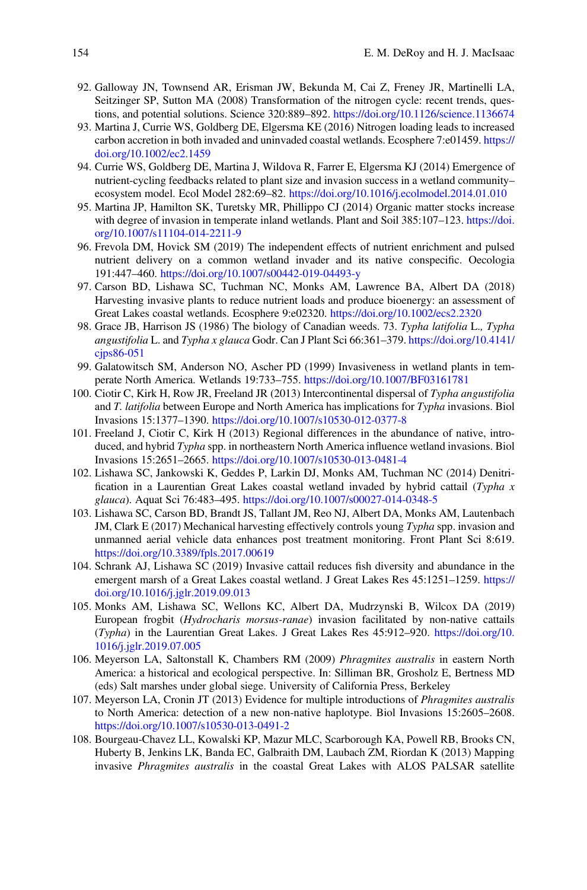92. Galloway JN, Townsend AR, Erisman JW, Bekunda M, Cai Z, Freney JR, Martinelli LA, Seitzinger SP, Sutton MA (2008) Transformation of the nitrogen cycle: recent trends, questions, and potential solutions. Science 320:889–892. https://doi.org/10.1126/science.1136674
93. Martina J, Currie WS, Goldberg DE, Elgersma KE (2016) Nitrogen loading leads to increased carbon accretion in both invaded and uninvaded coastal wetlands. Ecosphere 7:e01459. https://doi.org/10.1002/ec2.1459
94. Currie WS, Goldberg DE, Martina J, Wildova R, Farrer E, Elgersma KJ (2014) Emergence of nutrient-cycling feedbacks related to plant size and invasion success in a wetland community–ecosystem model. Ecol Model 282:69–82. https://doi.org/10.1016/j.ecolmodel.2014.01.010
95. Martina JP, Hamilton SK, Turetsky MR, Phillippo CJ (2014) Organic matter stocks increase with degree of invasion in temperate inland wetlands. Plant and Soil 385:107–123. https://doi.org/10.1007/s11104-014-2211-9
96. Frevola DM, Hovick SM (2019) The independent effects of nutrient enrichment and pulsed nutrient delivery on a common wetland invader and its native conspecific. Oecologia 191:447–460. https://doi.org/10.1007/s00442-019-04493-y
97. Carson BD, Lishawa SC, Tuchman NC, Monks AM, Lawrence BA, Albert DA (2018) Harvesting invasive plants to reduce nutrient loads and produce bioenergy: an assessment of Great Lakes coastal wetlands. Ecosphere 9:e02320. https://doi.org/10.1002/ecs2.2320
98. Grace JB, Harrison JS (1986) The biology of Canadian weeds. 73. *Typha latifolia* L., *Typha angustifolia* L. and *Typha x glauca* Godr. Can J Plant Sci 66:361–379. https://doi.org/10.4141/cjps86-051
99. Galatowitsch SM, Anderson NO, Ascher PD (1999) Invasiveness in wetland plants in temperate North America. Wetlands 19:733–755. https://doi.org/10.1007/BF03161781
100. Ciotir C, Kirk H, Row JR, Freeland JR (2013) Intercontinental dispersal of *Typha angustifolia* and *T. latifolia* between Europe and North America has implications for *Typha* invasions. Biol Invasions 15:1377–1390. https://doi.org/10.1007/s10530-012-0377-8
101. Freeland J, Ciotir C, Kirk H (2013) Regional differences in the abundance of native, introduced, and hybrid *Typha* spp. in northeastern North America influence wetland invasions. Biol Invasions 15:2651–2665. https://doi.org/10.1007/s10530-013-0481-4
102. Lishawa SC, Jankowski K, Geddes P, Larkin DJ, Monks AM, Tuchman NC (2014) Denitrification in a Laurentian Great Lakes coastal wetland invaded by hybrid cattail (*Typha x glauca*). Aquat Sci 76:483–495. https://doi.org/10.1007/s00027-014-0348-5
103. Lishawa SC, Carson BD, Brandt JS, Tallant JM, Reo NJ, Albert DA, Monks AM, Lautenbach JM, Clark E (2017) Mechanical harvesting effectively controls young *Typha* spp. invasion and unmanned aerial vehicle data enhances post treatment monitoring. Front Plant Sci 8:619. https://doi.org/10.3389/fpls.2017.00619
104. Schrank AJ, Lishawa SC (2019) Invasive cattail reduces fish diversity and abundance in the emergent marsh of a Great Lakes coastal wetland. J Great Lakes Res 45:1251–1259. https://doi.org/10.1016/j.jglr.2019.09.013
105. Monks AM, Lishawa SC, Wellons KC, Albert DA, Mudrzynski B, Wilcox DA (2019) European frogbit (*Hydrocharis morsus-ranae*) invasion facilitated by non-native cattails (*Typha*) in the Laurentian Great Lakes. J Great Lakes Res 45:912–920. https://doi.org/10.1016/j.jglr.2019.07.005
106. Meyerson LA, Saltonstall K, Chambers RM (2009) *Phragmites australis* in eastern North America: a historical and ecological perspective. In: Silliman BR, Grosholz E, Bertness MD (eds) Salt marshes under global siege. University of California Press, Berkeley
107. Meyerson LA, Cronin JT (2013) Evidence for multiple introductions of *Phragmites australis* to North America: detection of a new non-native haplotype. Biol Invasions 15:2605–2608. https://doi.org/10.1007/s10530-013-0491-2
108. Bourgeau-Chavez LL, Kowalski KP, Mazur MLC, Scarborough KA, Powell RB, Brooks CN, Huberty B, Jenkins LK, Banda EC, Galbraith DM, Laubach ZM, Riordan K (2013) Mapping invasive *Phragmites australis* in the coastal Great Lakes with ALOS PALSAR satellite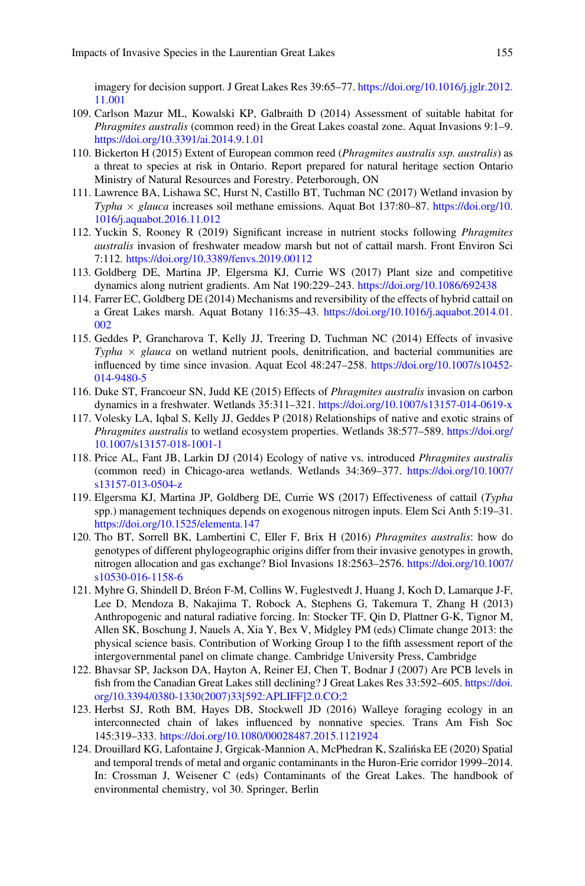imagery for decision support. J Great Lakes Res 39:65–77. https://doi.org/10.1016/j.jglr.2012.11.001

109. Carlson Mazur ML, Kowalski KP, Galbraith D (2014) Assessment of suitable habitat for *Phragmites australis* (common reed) in the Great Lakes coastal zone. Aquat Invasions 9:1–9. https://doi.org/10.3391/ai.2014.9.1.01
110. Bickerton H (2015) Extent of European common reed (*Phragmites australis ssp. australis*) as a threat to species at risk in Ontario. Report prepared for natural heritage section Ontario Ministry of Natural Resources and Forestry. Peterborough, ON
111. Lawrence BA, Lishawa SC, Hurst N, Castillo BT, Tuchman NC (2017) Wetland invasion by *Typha* × *glauca* increases soil methane emissions. Aquat Bot 137:80–87. https://doi.org/10.1016/j.aquabot.2016.11.012
112. Yuckin S, Rooney R (2019) Significant increase in nutrient stocks following *Phragmites australis* invasion of freshwater meadow marsh but not of cattail marsh. Front Environ Sci 7:112. https://doi.org/10.3389/fenvs.2019.00112
113. Goldberg DE, Martina JP, Elgersma KJ, Currie WS (2017) Plant size and competitive dynamics along nutrient gradients. Am Nat 190:229–243. https://doi.org/10.1086/692438
114. Farrer EC, Goldberg DE (2014) Mechanisms and reversibility of the effects of hybrid cattail on a Great Lakes marsh. Aquat Botany 116:35–43. https://doi.org/10.1016/j.aquabot.2014.01.002
115. Geddes P, Grancharova T, Kelly JJ, Treering D, Tuchman NC (2014) Effects of invasive *Typha* × *glauca* on wetland nutrient pools, denitrification, and bacterial communities are influenced by time since invasion. Aquat Ecol 48:247–258. https://doi.org/10.1007/s10452-014-9480-5
116. Duke ST, Francoeur SN, Judd KE (2015) Effects of *Phragmites australis* invasion on carbon dynamics in a freshwater. Wetlands 35:311–321. https://doi.org/10.1007/s13157-014-0619-x
117. Volesky LA, Iqbal S, Kelly JJ, Geddes P (2018) Relationships of native and exotic strains of *Phragmites australis* to wetland ecosystem properties. Wetlands 38:577–589. https://doi.org/10.1007/s13157-018-1001-1
118. Price AL, Fant JB, Larkin DJ (2014) Ecology of native vs. introduced *Phragmites australis* (common reed) in Chicago-area wetlands. Wetlands 34:369–377. https://doi.org/10.1007/s13157-013-0504-z
119. Elgersma KJ, Martina JP, Goldberg DE, Currie WS (2017) Effectiveness of cattail (*Typha* spp.) management techniques depends on exogenous nitrogen inputs. Elem Sci Anth 5:19–31. https://doi.org/10.1525/elementa.147
120. Tho BT, Sorrell BK, Lambertini C, Eller F, Brix H (2016) *Phragmites australis*: how do genotypes of different phylogeographic origins differ from their invasive genotypes in growth, nitrogen allocation and gas exchange? Biol Invasions 18:2563–2576. https://doi.org/10.1007/s10530-016-1158-6
121. Myhre G, Shindell D, Bréon F-M, Collins W, Fuglestvedt J, Huang J, Koch D, Lamarque J-F, Lee D, Mendoza B, Nakajima T, Robock A, Stephens G, Takemura T, Zhang H (2013) Anthropogenic and natural radiative forcing. In: Stocker TF, Qin D, Plattner G-K, Tignor M, Allen SK, Boschung J, Nauels A, Xia Y, Bex V, Midgley PM (eds) Climate change 2013: the physical science basis. Contribution of Working Group I to the fifth assessment report of the intergovernmental panel on climate change. Cambridge University Press, Cambridge
122. Bhavsar SP, Jackson DA, Hayton A, Reiner EJ, Chen T, Bodnar J (2007) Are PCB levels in fish from the Canadian Great Lakes still declining? J Great Lakes Res 33:592–605. https://doi.org/10.3394/0380-1330(2007)33[592:APLIFF]2.0.CO;2
123. Herbst SJ, Roth BM, Hayes DB, Stockwell JD (2016) Walleye foraging ecology in an interconnected chain of lakes influenced by nonnative species. Trans Am Fish Soc 145:319–333. https://doi.org/10.1080/00028487.2015.1121924
124. Drouillard KG, Lafontaine J, Grgicak-Mannion A, McPhedran K, Szalińska EE (2020) Spatial and temporal trends of metal and organic contaminants in the Huron-Erie corridor 1999–2014. In: Crossman J, Weisener C (eds) Contaminants of the Great Lakes. The handbook of environmental chemistry, vol 30. Springer, Berlin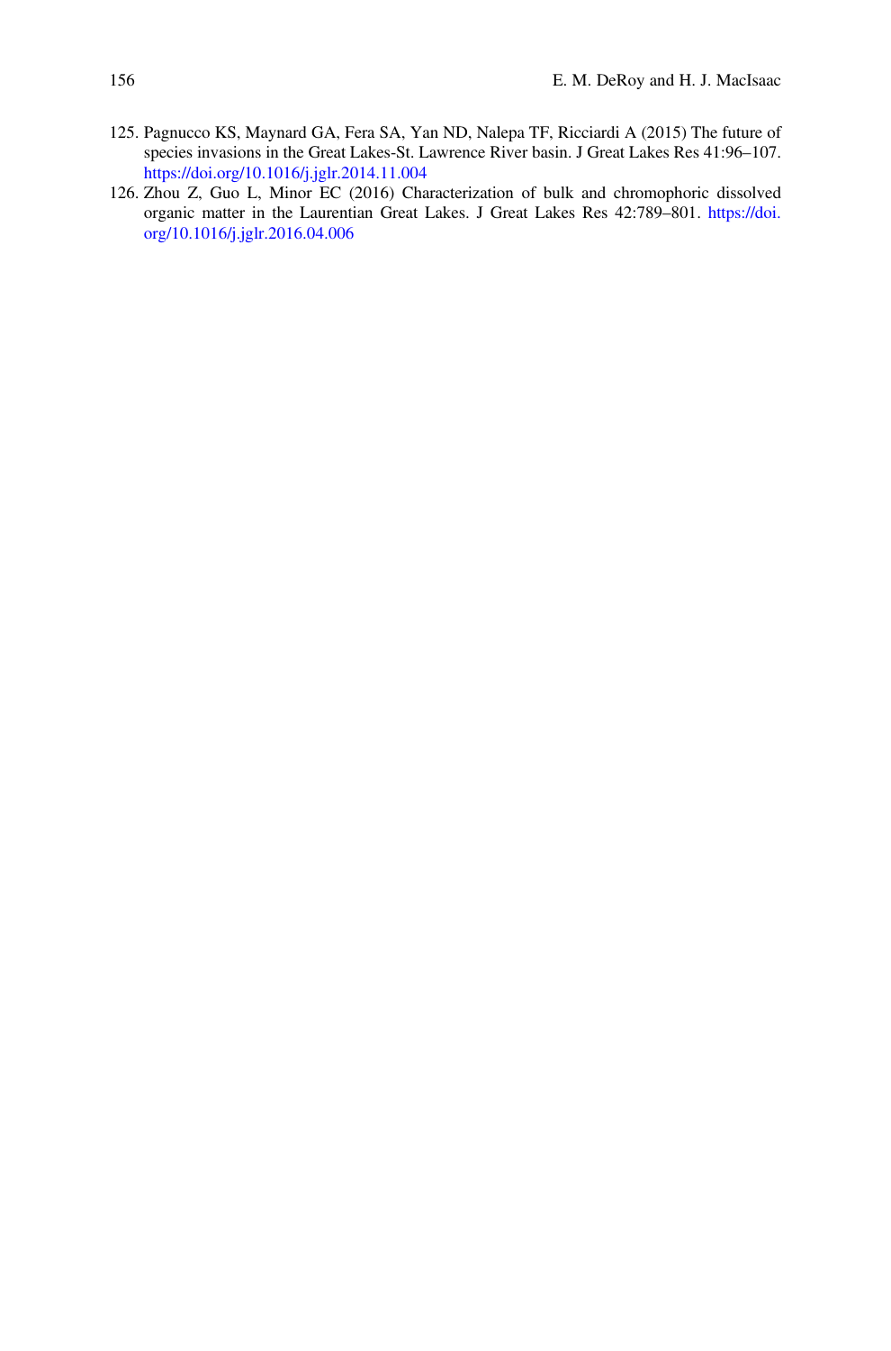125. Pagnucco KS, Maynard GA, Fera SA, Yan ND, Nalepa TF, Ricciardi A (2015) The future of species invasions in the Great Lakes-St. Lawrence River basin. J Great Lakes Res 41:96–107. https://doi.org/10.1016/j.jglr.2014.11.004
126. Zhou Z, Guo L, Minor EC (2016) Characterization of bulk and chromophoric dissolved organic matter in the Laurentian Great Lakes. J Great Lakes Res 42:789–801. https://doi.org/10.1016/j.jglr.2016.04.006